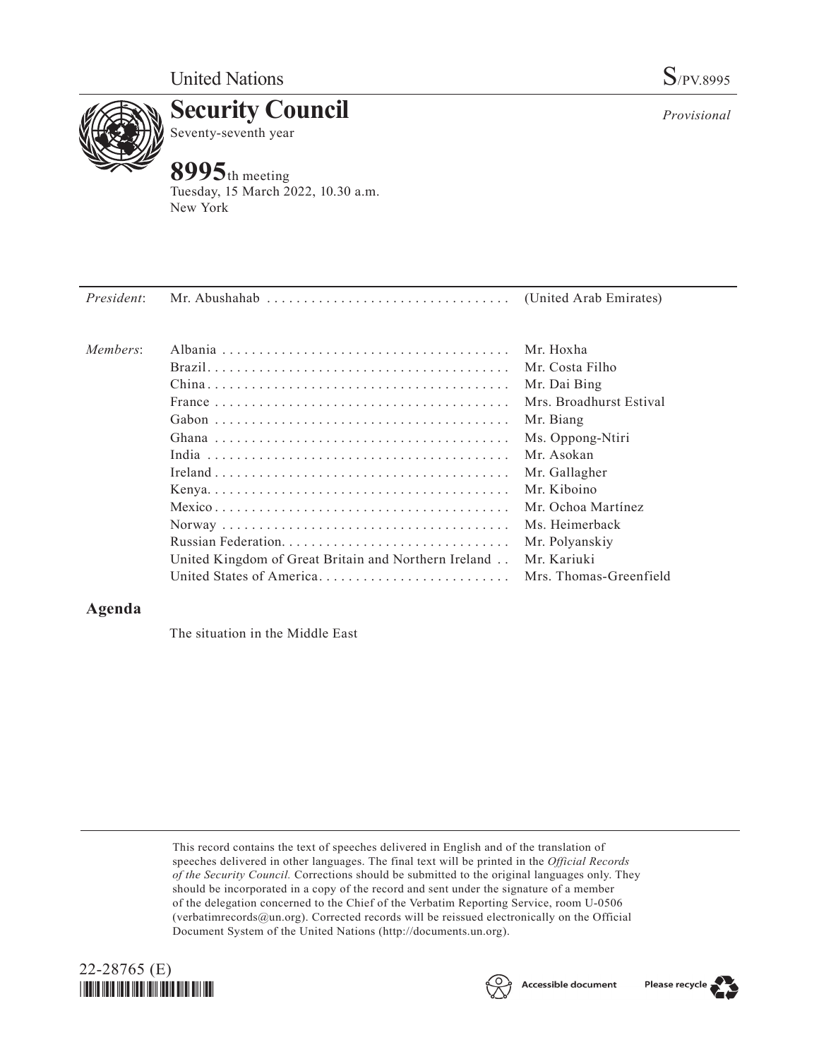United Nations

S/PV.8995

# Security Council

Seventy-seventh year

*Provisional*

**8995**th meeting
Tuesday, 15 March 2022, 10.30 a.m.
New York

| | | |
|---|---|---|
| *President*: | Mr. Abushahab | (United Arab Emirates) |
| *Members*: | Albania | Mr. Hoxha |
| | Brazil | Mr. Costa Filho |
| | China | Mr. Dai Bing |
| | France | Mrs. Broadhurst Estival |
| | Gabon | Mr. Biang |
| | Ghana | Ms. Oppong-Ntiri |
| | India | Mr. Asokan |
| | Ireland | Mr. Gallagher |
| | Kenya | Mr. Kiboino |
| | Mexico | Mr. Ochoa Martínez |
| | Norway | Ms. Heimerback |
| | Russian Federation | Mr. Polyanskiy |
| | United Kingdom of Great Britain and Northern Ireland | Mr. Kariuki |
| | United States of America | Mrs. Thomas-Greenfield |

## Agenda

The situation in the Middle East

This record contains the text of speeches delivered in English and of the translation of speeches delivered in other languages. The final text will be printed in the *Official Records of the Security Council*. Corrections should be submitted to the original languages only. They should be incorporated in a copy of the record and sent under the signature of a member of the delegation concerned to the Chief of the Verbatim Reporting Service, room U-0506 (verbatimrecords@un.org). Corrected records will be reissued electronically on the Official Document System of the United Nations (http://documents.un.org).

22-28765 (E)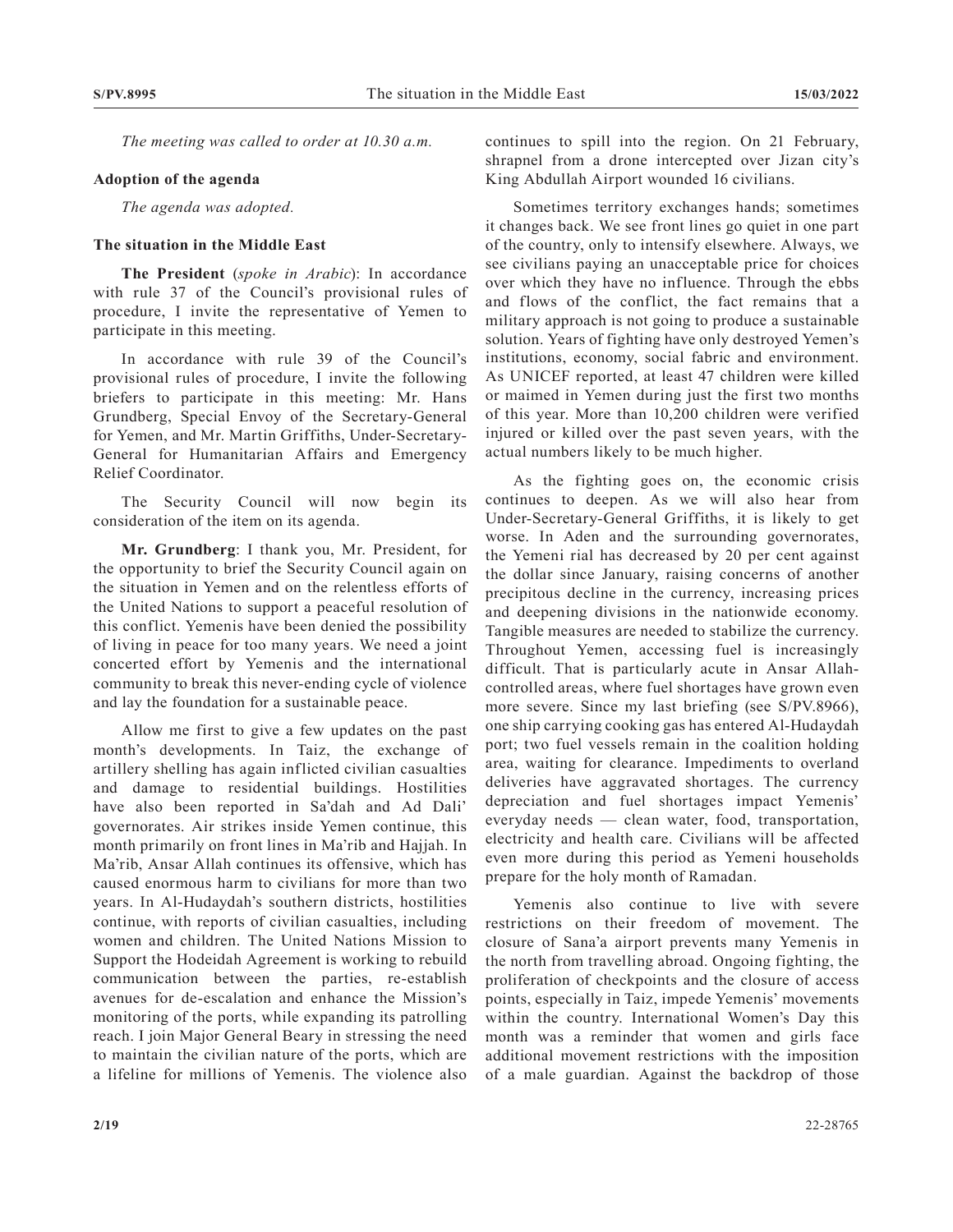*The meeting was called to order at 10.30 a.m.*

**Adoption of the agenda**

*The agenda was adopted.*

**The situation in the Middle East**

**The President** (*spoke in Arabic*): In accordance with rule 37 of the Council's provisional rules of procedure, I invite the representative of Yemen to participate in this meeting.

In accordance with rule 39 of the Council's provisional rules of procedure, I invite the following briefers to participate in this meeting: Mr. Hans Grundberg, Special Envoy of the Secretary-General for Yemen, and Mr. Martin Griffiths, Under-Secretary-General for Humanitarian Affairs and Emergency Relief Coordinator.

The Security Council will now begin its consideration of the item on its agenda.

**Mr. Grundberg**: I thank you, Mr. President, for the opportunity to brief the Security Council again on the situation in Yemen and on the relentless efforts of the United Nations to support a peaceful resolution of this conflict. Yemenis have been denied the possibility of living in peace for too many years. We need a joint concerted effort by Yemenis and the international community to break this never-ending cycle of violence and lay the foundation for a sustainable peace.

Allow me first to give a few updates on the past month's developments. In Taiz, the exchange of artillery shelling has again inflicted civilian casualties and damage to residential buildings. Hostilities have also been reported in Sa'dah and Ad Dali' governorates. Air strikes inside Yemen continue, this month primarily on front lines in Ma'rib and Hajjah. In Ma'rib, Ansar Allah continues its offensive, which has caused enormous harm to civilians for more than two years. In Al-Hudaydah's southern districts, hostilities continue, with reports of civilian casualties, including women and children. The United Nations Mission to Support the Hodeidah Agreement is working to rebuild communication between the parties, re-establish avenues for de-escalation and enhance the Mission's monitoring of the ports, while expanding its patrolling reach. I join Major General Beary in stressing the need to maintain the civilian nature of the ports, which are a lifeline for millions of Yemenis. The violence also continues to spill into the region. On 21 February, shrapnel from a drone intercepted over Jizan city's King Abdullah Airport wounded 16 civilians.

Sometimes territory exchanges hands; sometimes it changes back. We see front lines go quiet in one part of the country, only to intensify elsewhere. Always, we see civilians paying an unacceptable price for choices over which they have no influence. Through the ebbs and flows of the conflict, the fact remains that a military approach is not going to produce a sustainable solution. Years of fighting have only destroyed Yemen's institutions, economy, social fabric and environment. As UNICEF reported, at least 47 children were killed or maimed in Yemen during just the first two months of this year. More than 10,200 children were verified injured or killed over the past seven years, with the actual numbers likely to be much higher.

As the fighting goes on, the economic crisis continues to deepen. As we will also hear from Under-Secretary-General Griffiths, it is likely to get worse. In Aden and the surrounding governorates, the Yemeni rial has decreased by 20 per cent against the dollar since January, raising concerns of another precipitous decline in the currency, increasing prices and deepening divisions in the nationwide economy. Tangible measures are needed to stabilize the currency. Throughout Yemen, accessing fuel is increasingly difficult. That is particularly acute in Ansar Allah-controlled areas, where fuel shortages have grown even more severe. Since my last briefing (see S/PV.8966), one ship carrying cooking gas has entered Al-Hudaydah port; two fuel vessels remain in the coalition holding area, waiting for clearance. Impediments to overland deliveries have aggravated shortages. The currency depreciation and fuel shortages impact Yemenis' everyday needs — clean water, food, transportation, electricity and health care. Civilians will be affected even more during this period as Yemeni households prepare for the holy month of Ramadan.

Yemenis also continue to live with severe restrictions on their freedom of movement. The closure of Sana'a airport prevents many Yemenis in the north from travelling abroad. Ongoing fighting, the proliferation of checkpoints and the closure of access points, especially in Taiz, impede Yemenis' movements within the country. International Women's Day this month was a reminder that women and girls face additional movement restrictions with the imposition of a male guardian. Against the backdrop of those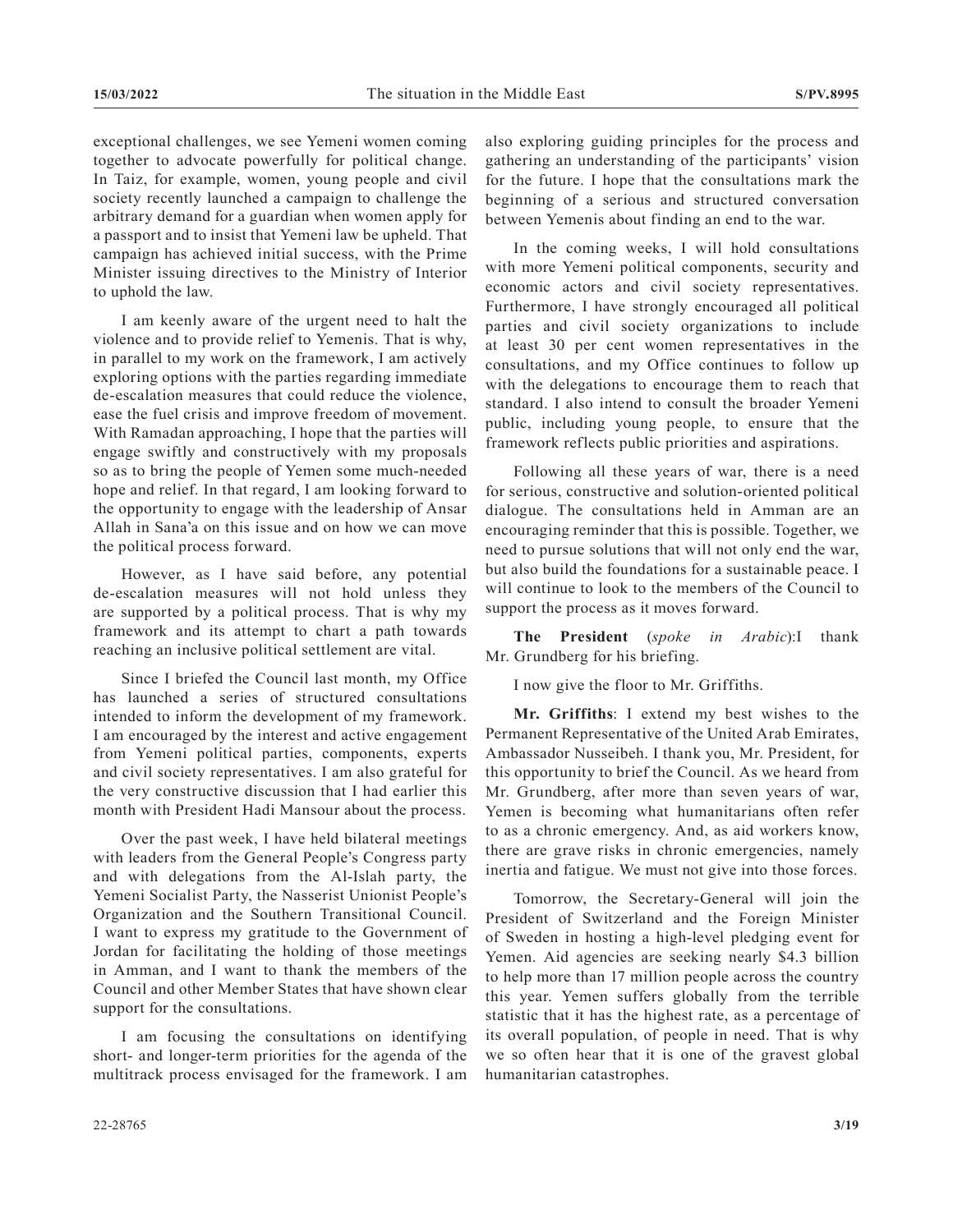exceptional challenges, we see Yemeni women coming together to advocate powerfully for political change. In Taiz, for example, women, young people and civil society recently launched a campaign to challenge the arbitrary demand for a guardian when women apply for a passport and to insist that Yemeni law be upheld. That campaign has achieved initial success, with the Prime Minister issuing directives to the Ministry of Interior to uphold the law.

I am keenly aware of the urgent need to halt the violence and to provide relief to Yemenis. That is why, in parallel to my work on the framework, I am actively exploring options with the parties regarding immediate de-escalation measures that could reduce the violence, ease the fuel crisis and improve freedom of movement. With Ramadan approaching, I hope that the parties will engage swiftly and constructively with my proposals so as to bring the people of Yemen some much-needed hope and relief. In that regard, I am looking forward to the opportunity to engage with the leadership of Ansar Allah in Sana'a on this issue and on how we can move the political process forward.

However, as I have said before, any potential de-escalation measures will not hold unless they are supported by a political process. That is why my framework and its attempt to chart a path towards reaching an inclusive political settlement are vital.

Since I briefed the Council last month, my Office has launched a series of structured consultations intended to inform the development of my framework. I am encouraged by the interest and active engagement from Yemeni political parties, components, experts and civil society representatives. I am also grateful for the very constructive discussion that I had earlier this month with President Hadi Mansour about the process.

Over the past week, I have held bilateral meetings with leaders from the General People's Congress party and with delegations from the Al-Islah party, the Yemeni Socialist Party, the Nasserist Unionist People's Organization and the Southern Transitional Council. I want to express my gratitude to the Government of Jordan for facilitating the holding of those meetings in Amman, and I want to thank the members of the Council and other Member States that have shown clear support for the consultations.

I am focusing the consultations on identifying short- and longer-term priorities for the agenda of the multitrack process envisaged for the framework. I am also exploring guiding principles for the process and gathering an understanding of the participants' vision for the future. I hope that the consultations mark the beginning of a serious and structured conversation between Yemenis about finding an end to the war.

In the coming weeks, I will hold consultations with more Yemeni political components, security and economic actors and civil society representatives. Furthermore, I have strongly encouraged all political parties and civil society organizations to include at least 30 per cent women representatives in the consultations, and my Office continues to follow up with the delegations to encourage them to reach that standard. I also intend to consult the broader Yemeni public, including young people, to ensure that the framework reflects public priorities and aspirations.

Following all these years of war, there is a need for serious, constructive and solution-oriented political dialogue. The consultations held in Amman are an encouraging reminder that this is possible. Together, we need to pursue solutions that will not only end the war, but also build the foundations for a sustainable peace. I will continue to look to the members of the Council to support the process as it moves forward.

**The President** (*spoke in Arabic*):I thank Mr. Grundberg for his briefing.

I now give the floor to Mr. Griffiths.

**Mr. Griffiths**: I extend my best wishes to the Permanent Representative of the United Arab Emirates, Ambassador Nusseibeh. I thank you, Mr. President, for this opportunity to brief the Council. As we heard from Mr. Grundberg, after more than seven years of war, Yemen is becoming what humanitarians often refer to as a chronic emergency. And, as aid workers know, there are grave risks in chronic emergencies, namely inertia and fatigue. We must not give into those forces.

Tomorrow, the Secretary-General will join the President of Switzerland and the Foreign Minister of Sweden in hosting a high-level pledging event for Yemen. Aid agencies are seeking nearly $4.3 billion to help more than 17 million people across the country this year. Yemen suffers globally from the terrible statistic that it has the highest rate, as a percentage of its overall population, of people in need. That is why we so often hear that it is one of the gravest global humanitarian catastrophes.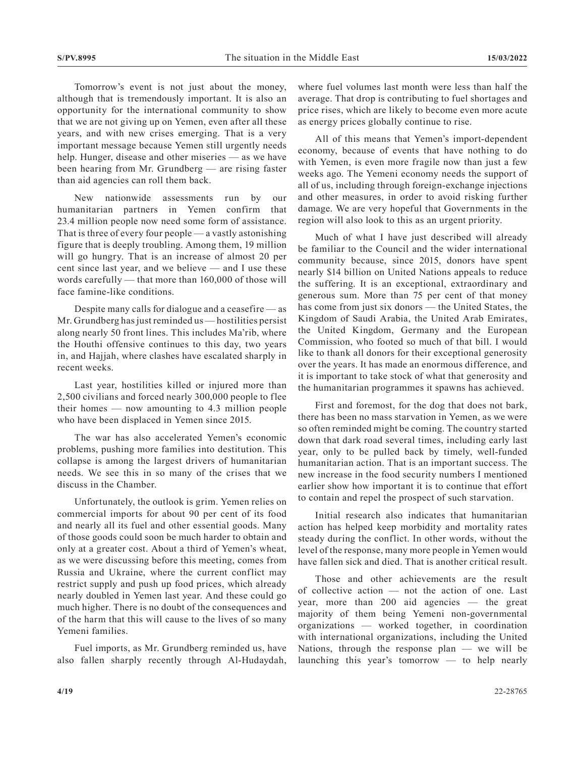Tomorrow's event is not just about the money, although that is tremendously important. It is also an opportunity for the international community to show that we are not giving up on Yemen, even after all these years, and with new crises emerging. That is a very important message because Yemen still urgently needs help. Hunger, disease and other miseries — as we have been hearing from Mr. Grundberg — are rising faster than aid agencies can roll them back.

New nationwide assessments run by our humanitarian partners in Yemen confirm that 23.4 million people now need some form of assistance. That is three of every four people — a vastly astonishing figure that is deeply troubling. Among them, 19 million will go hungry. That is an increase of almost 20 per cent since last year, and we believe — and I use these words carefully — that more than 160,000 of those will face famine-like conditions.

Despite many calls for dialogue and a ceasefire — as Mr. Grundberg has just reminded us — hostilities persist along nearly 50 front lines. This includes Ma'rib, where the Houthi offensive continues to this day, two years in, and Hajjah, where clashes have escalated sharply in recent weeks.

Last year, hostilities killed or injured more than 2,500 civilians and forced nearly 300,000 people to flee their homes — now amounting to 4.3 million people who have been displaced in Yemen since 2015.

The war has also accelerated Yemen's economic problems, pushing more families into destitution. This collapse is among the largest drivers of humanitarian needs. We see this in so many of the crises that we discuss in the Chamber.

Unfortunately, the outlook is grim. Yemen relies on commercial imports for about 90 per cent of its food and nearly all its fuel and other essential goods. Many of those goods could soon be much harder to obtain and only at a greater cost. About a third of Yemen's wheat, as we were discussing before this meeting, comes from Russia and Ukraine, where the current conflict may restrict supply and push up food prices, which already nearly doubled in Yemen last year. And these could go much higher. There is no doubt of the consequences and of the harm that this will cause to the lives of so many Yemeni families.

Fuel imports, as Mr. Grundberg reminded us, have also fallen sharply recently through Al-Hudaydah, where fuel volumes last month were less than half the average. That drop is contributing to fuel shortages and price rises, which are likely to become even more acute as energy prices globally continue to rise.

All of this means that Yemen's import-dependent economy, because of events that have nothing to do with Yemen, is even more fragile now than just a few weeks ago. The Yemeni economy needs the support of all of us, including through foreign-exchange injections and other measures, in order to avoid risking further damage. We are very hopeful that Governments in the region will also look to this as an urgent priority.

Much of what I have just described will already be familiar to the Council and the wider international community because, since 2015, donors have spent nearly $14 billion on United Nations appeals to reduce the suffering. It is an exceptional, extraordinary and generous sum. More than 75 per cent of that money has come from just six donors — the United States, the Kingdom of Saudi Arabia, the United Arab Emirates, the United Kingdom, Germany and the European Commission, who footed so much of that bill. I would like to thank all donors for their exceptional generosity over the years. It has made an enormous difference, and it is important to take stock of what that generosity and the humanitarian programmes it spawns has achieved.

First and foremost, for the dog that does not bark, there has been no mass starvation in Yemen, as we were so often reminded might be coming. The country started down that dark road several times, including early last year, only to be pulled back by timely, well-funded humanitarian action. That is an important success. The new increase in the food security numbers I mentioned earlier show how important it is to continue that effort to contain and repel the prospect of such starvation.

Initial research also indicates that humanitarian action has helped keep morbidity and mortality rates steady during the conflict. In other words, without the level of the response, many more people in Yemen would have fallen sick and died. That is another critical result.

Those and other achievements are the result of collective action — not the action of one. Last year, more than 200 aid agencies — the great majority of them being Yemeni non-governmental organizations — worked together, in coordination with international organizations, including the United Nations, through the response plan — we will be launching this year's tomorrow — to help nearly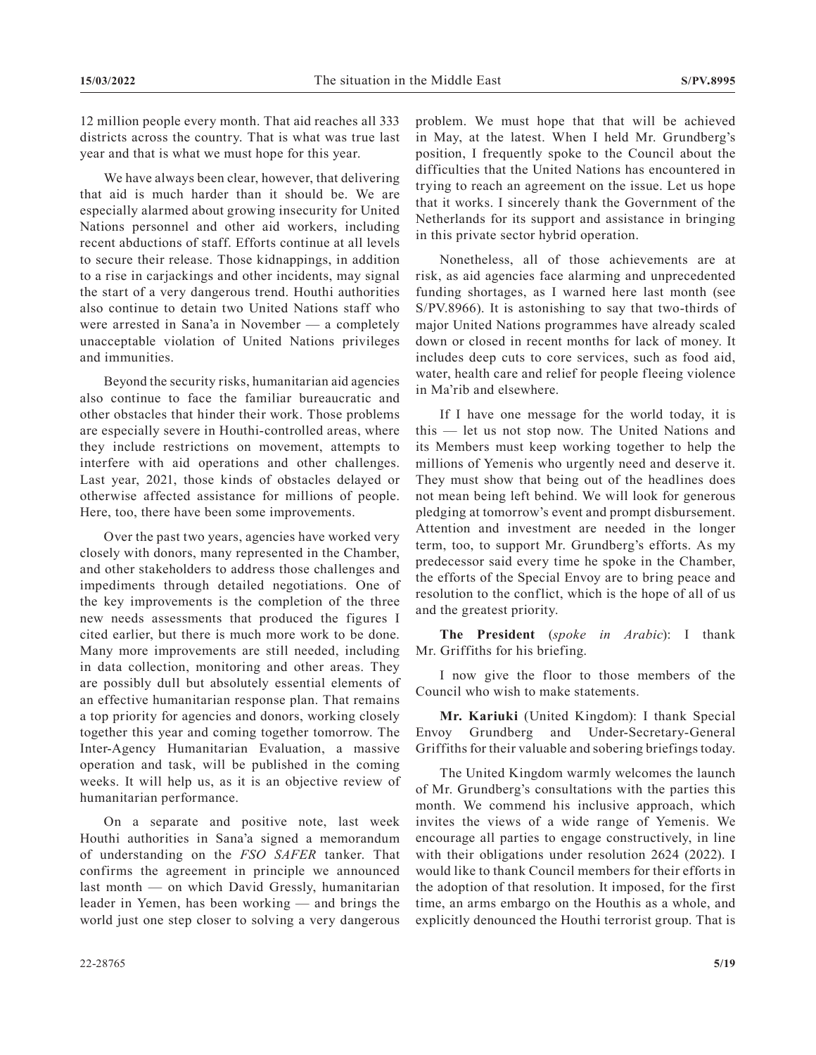12 million people every month. That aid reaches all 333 districts across the country. That is what was true last year and that is what we must hope for this year.

We have always been clear, however, that delivering that aid is much harder than it should be. We are especially alarmed about growing insecurity for United Nations personnel and other aid workers, including recent abductions of staff. Efforts continue at all levels to secure their release. Those kidnappings, in addition to a rise in carjackings and other incidents, may signal the start of a very dangerous trend. Houthi authorities also continue to detain two United Nations staff who were arrested in Sana'a in November — a completely unacceptable violation of United Nations privileges and immunities.

Beyond the security risks, humanitarian aid agencies also continue to face the familiar bureaucratic and other obstacles that hinder their work. Those problems are especially severe in Houthi-controlled areas, where they include restrictions on movement, attempts to interfere with aid operations and other challenges. Last year, 2021, those kinds of obstacles delayed or otherwise affected assistance for millions of people. Here, too, there have been some improvements.

Over the past two years, agencies have worked very closely with donors, many represented in the Chamber, and other stakeholders to address those challenges and impediments through detailed negotiations. One of the key improvements is the completion of the three new needs assessments that produced the figures I cited earlier, but there is much more work to be done. Many more improvements are still needed, including in data collection, monitoring and other areas. They are possibly dull but absolutely essential elements of an effective humanitarian response plan. That remains a top priority for agencies and donors, working closely together this year and coming together tomorrow. The Inter-Agency Humanitarian Evaluation, a massive operation and task, will be published in the coming weeks. It will help us, as it is an objective review of humanitarian performance.

On a separate and positive note, last week Houthi authorities in Sana'a signed a memorandum of understanding on the *FSO SAFER* tanker. That confirms the agreement in principle we announced last month — on which David Gressly, humanitarian leader in Yemen, has been working — and brings the world just one step closer to solving a very dangerous problem. We must hope that that will be achieved in May, at the latest. When I held Mr. Grundberg's position, I frequently spoke to the Council about the difficulties that the United Nations has encountered in trying to reach an agreement on the issue. Let us hope that it works. I sincerely thank the Government of the Netherlands for its support and assistance in bringing in this private sector hybrid operation.

Nonetheless, all of those achievements are at risk, as aid agencies face alarming and unprecedented funding shortages, as I warned here last month (see S/PV.8966). It is astonishing to say that two-thirds of major United Nations programmes have already scaled down or closed in recent months for lack of money. It includes deep cuts to core services, such as food aid, water, health care and relief for people fleeing violence in Ma'rib and elsewhere.

If I have one message for the world today, it is this — let us not stop now. The United Nations and its Members must keep working together to help the millions of Yemenis who urgently need and deserve it. They must show that being out of the headlines does not mean being left behind. We will look for generous pledging at tomorrow's event and prompt disbursement. Attention and investment are needed in the longer term, too, to support Mr. Grundberg's efforts. As my predecessor said every time he spoke in the Chamber, the efforts of the Special Envoy are to bring peace and resolution to the conflict, which is the hope of all of us and the greatest priority.

**The President** (*spoke in Arabic*): I thank Mr. Griffiths for his briefing.

I now give the floor to those members of the Council who wish to make statements.

**Mr. Kariuki** (United Kingdom): I thank Special Envoy Grundberg and Under-Secretary-General Griffiths for their valuable and sobering briefings today.

The United Kingdom warmly welcomes the launch of Mr. Grundberg's consultations with the parties this month. We commend his inclusive approach, which invites the views of a wide range of Yemenis. We encourage all parties to engage constructively, in line with their obligations under resolution 2624 (2022). I would like to thank Council members for their efforts in the adoption of that resolution. It imposed, for the first time, an arms embargo on the Houthis as a whole, and explicitly denounced the Houthi terrorist group. That is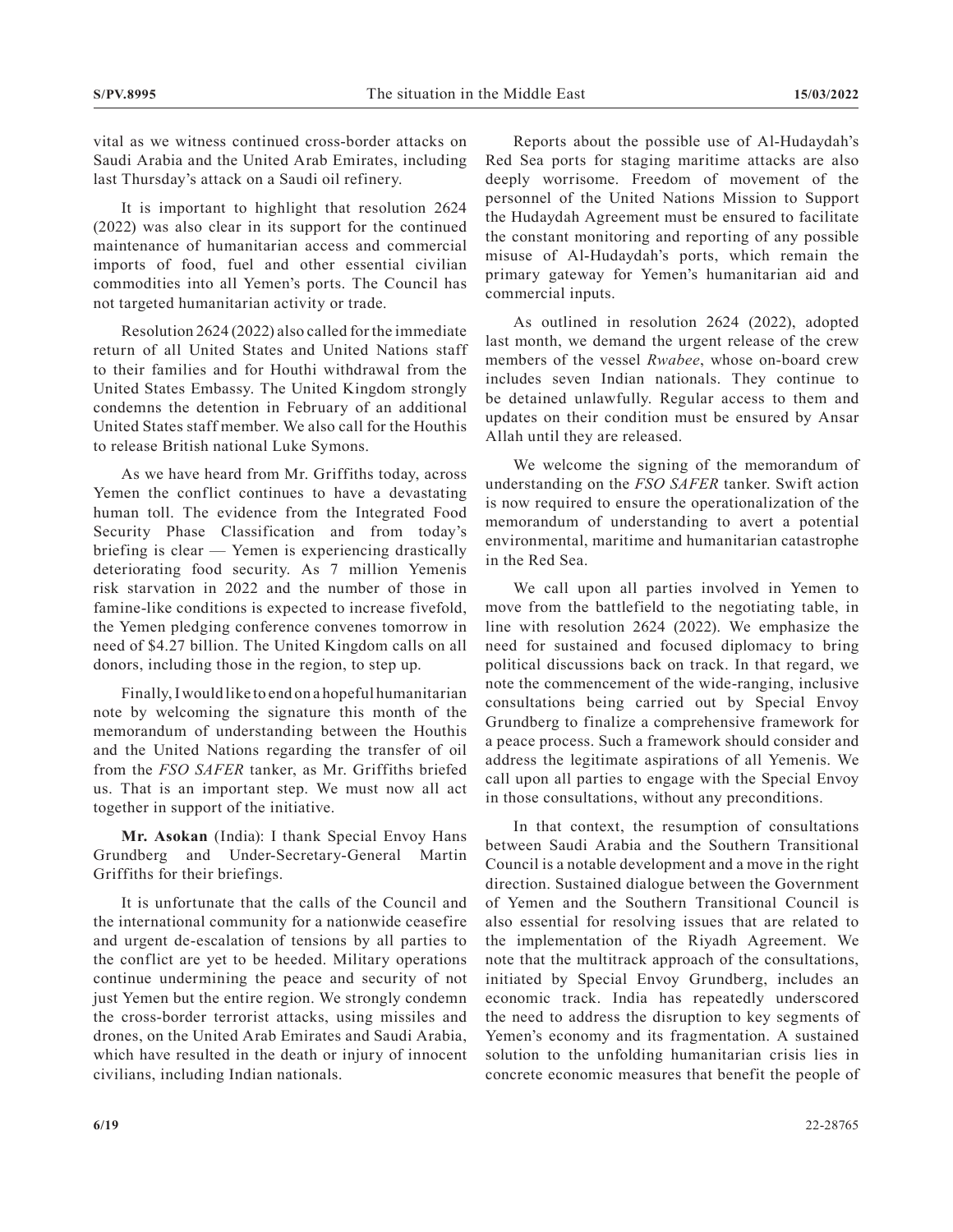vital as we witness continued cross-border attacks on Saudi Arabia and the United Arab Emirates, including last Thursday's attack on a Saudi oil refinery.

It is important to highlight that resolution 2624 (2022) was also clear in its support for the continued maintenance of humanitarian access and commercial imports of food, fuel and other essential civilian commodities into all Yemen's ports. The Council has not targeted humanitarian activity or trade.

Resolution 2624 (2022) also called for the immediate return of all United States and United Nations staff to their families and for Houthi withdrawal from the United States Embassy. The United Kingdom strongly condemns the detention in February of an additional United States staff member. We also call for the Houthis to release British national Luke Symons.

As we have heard from Mr. Griffiths today, across Yemen the conflict continues to have a devastating human toll. The evidence from the Integrated Food Security Phase Classification and from today's briefing is clear — Yemen is experiencing drastically deteriorating food security. As 7 million Yemenis risk starvation in 2022 and the number of those in famine-like conditions is expected to increase fivefold, the Yemen pledging conference convenes tomorrow in need of $4.27 billion. The United Kingdom calls on all donors, including those in the region, to step up.

Finally, I would like to end on a hopeful humanitarian note by welcoming the signature this month of the memorandum of understanding between the Houthis and the United Nations regarding the transfer of oil from the *FSO SAFER* tanker, as Mr. Griffiths briefed us. That is an important step. We must now all act together in support of the initiative.

**Mr. Asokan** (India): I thank Special Envoy Hans Grundberg and Under-Secretary-General Martin Griffiths for their briefings.

It is unfortunate that the calls of the Council and the international community for a nationwide ceasefire and urgent de-escalation of tensions by all parties to the conflict are yet to be heeded. Military operations continue undermining the peace and security of not just Yemen but the entire region. We strongly condemn the cross-border terrorist attacks, using missiles and drones, on the United Arab Emirates and Saudi Arabia, which have resulted in the death or injury of innocent civilians, including Indian nationals.

Reports about the possible use of Al-Hudaydah's Red Sea ports for staging maritime attacks are also deeply worrisome. Freedom of movement of the personnel of the United Nations Mission to Support the Hudaydah Agreement must be ensured to facilitate the constant monitoring and reporting of any possible misuse of Al-Hudaydah's ports, which remain the primary gateway for Yemen's humanitarian aid and commercial inputs.

As outlined in resolution 2624 (2022), adopted last month, we demand the urgent release of the crew members of the vessel *Rwabee*, whose on-board crew includes seven Indian nationals. They continue to be detained unlawfully. Regular access to them and updates on their condition must be ensured by Ansar Allah until they are released.

We welcome the signing of the memorandum of understanding on the *FSO SAFER* tanker. Swift action is now required to ensure the operationalization of the memorandum of understanding to avert a potential environmental, maritime and humanitarian catastrophe in the Red Sea.

We call upon all parties involved in Yemen to move from the battlefield to the negotiating table, in line with resolution 2624 (2022). We emphasize the need for sustained and focused diplomacy to bring political discussions back on track. In that regard, we note the commencement of the wide-ranging, inclusive consultations being carried out by Special Envoy Grundberg to finalize a comprehensive framework for a peace process. Such a framework should consider and address the legitimate aspirations of all Yemenis. We call upon all parties to engage with the Special Envoy in those consultations, without any preconditions.

In that context, the resumption of consultations between Saudi Arabia and the Southern Transitional Council is a notable development and a move in the right direction. Sustained dialogue between the Government of Yemen and the Southern Transitional Council is also essential for resolving issues that are related to the implementation of the Riyadh Agreement. We note that the multitrack approach of the consultations, initiated by Special Envoy Grundberg, includes an economic track. India has repeatedly underscored the need to address the disruption to key segments of Yemen's economy and its fragmentation. A sustained solution to the unfolding humanitarian crisis lies in concrete economic measures that benefit the people of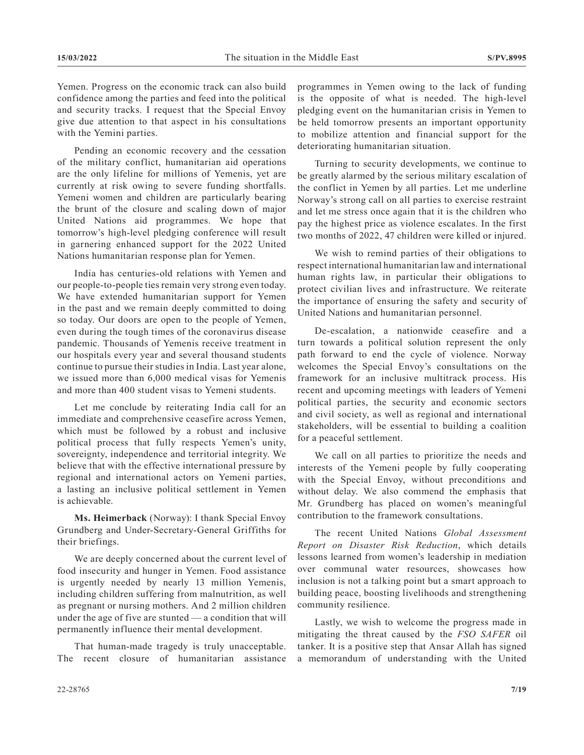Yemen. Progress on the economic track can also build confidence among the parties and feed into the political and security tracks. I request that the Special Envoy give due attention to that aspect in his consultations with the Yemini parties.

Pending an economic recovery and the cessation of the military conflict, humanitarian aid operations are the only lifeline for millions of Yemenis, yet are currently at risk owing to severe funding shortfalls. Yemeni women and children are particularly bearing the brunt of the closure and scaling down of major United Nations aid programmes. We hope that tomorrow's high-level pledging conference will result in garnering enhanced support for the 2022 United Nations humanitarian response plan for Yemen.

India has centuries-old relations with Yemen and our people-to-people ties remain very strong even today. We have extended humanitarian support for Yemen in the past and we remain deeply committed to doing so today. Our doors are open to the people of Yemen, even during the tough times of the coronavirus disease pandemic. Thousands of Yemenis receive treatment in our hospitals every year and several thousand students continue to pursue their studies in India. Last year alone, we issued more than 6,000 medical visas for Yemenis and more than 400 student visas to Yemeni students.

Let me conclude by reiterating India call for an immediate and comprehensive ceasefire across Yemen, which must be followed by a robust and inclusive political process that fully respects Yemen's unity, sovereignty, independence and territorial integrity. We believe that with the effective international pressure by regional and international actors on Yemeni parties, a lasting an inclusive political settlement in Yemen is achievable.

**Ms. Heimerback** (Norway): I thank Special Envoy Grundberg and Under-Secretary-General Griffiths for their briefings.

We are deeply concerned about the current level of food insecurity and hunger in Yemen. Food assistance is urgently needed by nearly 13 million Yemenis, including children suffering from malnutrition, as well as pregnant or nursing mothers. And 2 million children under the age of five are stunted — a condition that will permanently influence their mental development.

That human-made tragedy is truly unacceptable. The recent closure of humanitarian assistance programmes in Yemen owing to the lack of funding is the opposite of what is needed. The high-level pledging event on the humanitarian crisis in Yemen to be held tomorrow presents an important opportunity to mobilize attention and financial support for the deteriorating humanitarian situation.

Turning to security developments, we continue to be greatly alarmed by the serious military escalation of the conflict in Yemen by all parties. Let me underline Norway's strong call on all parties to exercise restraint and let me stress once again that it is the children who pay the highest price as violence escalates. In the first two months of 2022, 47 children were killed or injured.

We wish to remind parties of their obligations to respect international humanitarian law and international human rights law, in particular their obligations to protect civilian lives and infrastructure. We reiterate the importance of ensuring the safety and security of United Nations and humanitarian personnel.

De-escalation, a nationwide ceasefire and a turn towards a political solution represent the only path forward to end the cycle of violence. Norway welcomes the Special Envoy's consultations on the framework for an inclusive multitrack process. His recent and upcoming meetings with leaders of Yemeni political parties, the security and economic sectors and civil society, as well as regional and international stakeholders, will be essential to building a coalition for a peaceful settlement.

We call on all parties to prioritize the needs and interests of the Yemeni people by fully cooperating with the Special Envoy, without preconditions and without delay. We also commend the emphasis that Mr. Grundberg has placed on women's meaningful contribution to the framework consultations.

The recent United Nations *Global Assessment Report on Disaster Risk Reduction*, which details lessons learned from women's leadership in mediation over communal water resources, showcases how inclusion is not a talking point but a smart approach to building peace, boosting livelihoods and strengthening community resilience.

Lastly, we wish to welcome the progress made in mitigating the threat caused by the *FSO SAFER* oil tanker. It is a positive step that Ansar Allah has signed a memorandum of understanding with the United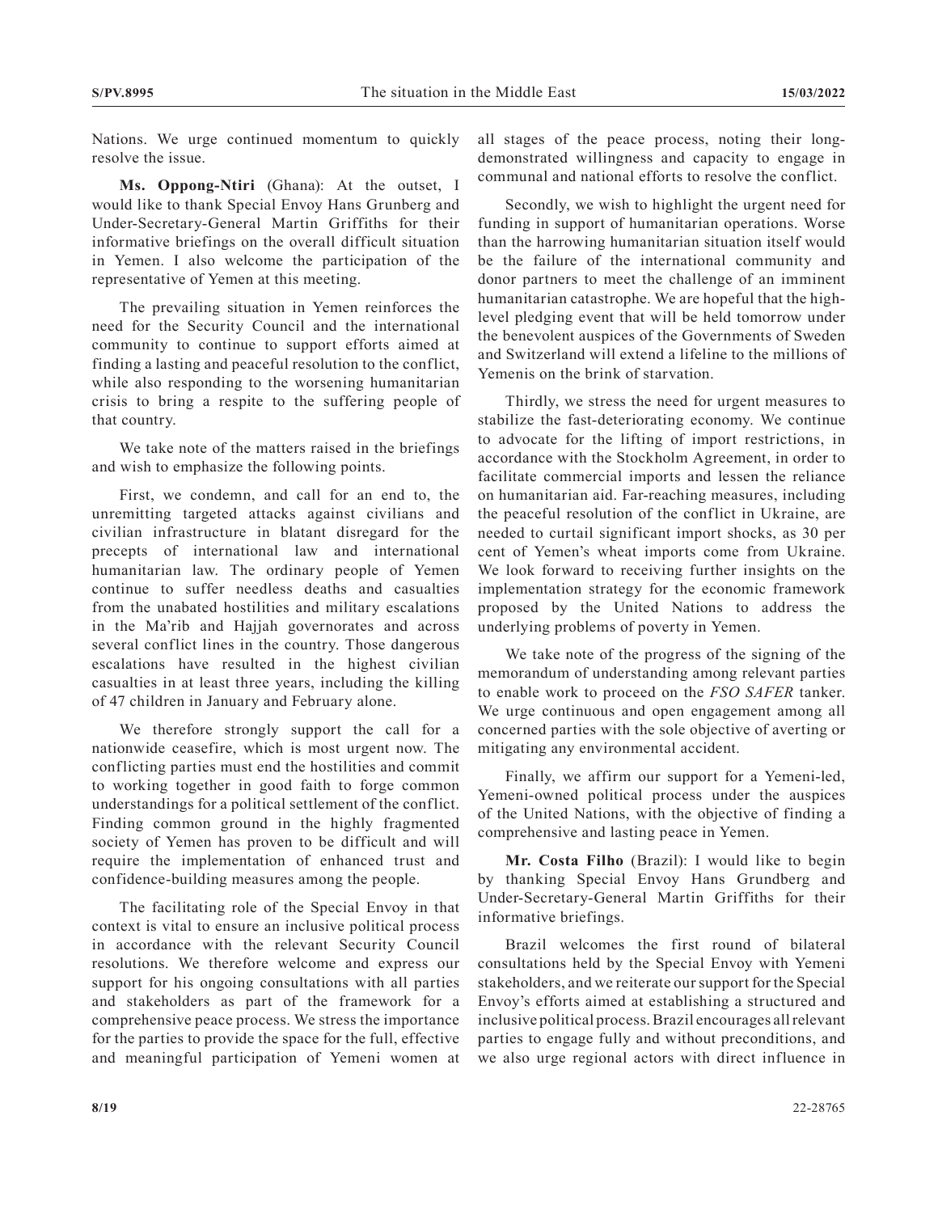Nations. We urge continued momentum to quickly resolve the issue.

**Ms. Oppong-Ntiri** (Ghana): At the outset, I would like to thank Special Envoy Hans Grunberg and Under-Secretary-General Martin Griffiths for their informative briefings on the overall difficult situation in Yemen. I also welcome the participation of the representative of Yemen at this meeting.

The prevailing situation in Yemen reinforces the need for the Security Council and the international community to continue to support efforts aimed at finding a lasting and peaceful resolution to the conflict, while also responding to the worsening humanitarian crisis to bring a respite to the suffering people of that country.

We take note of the matters raised in the briefings and wish to emphasize the following points.

First, we condemn, and call for an end to, the unremitting targeted attacks against civilians and civilian infrastructure in blatant disregard for the precepts of international law and international humanitarian law. The ordinary people of Yemen continue to suffer needless deaths and casualties from the unabated hostilities and military escalations in the Ma'rib and Hajjah governorates and across several conflict lines in the country. Those dangerous escalations have resulted in the highest civilian casualties in at least three years, including the killing of 47 children in January and February alone.

We therefore strongly support the call for a nationwide ceasefire, which is most urgent now. The conflicting parties must end the hostilities and commit to working together in good faith to forge common understandings for a political settlement of the conflict. Finding common ground in the highly fragmented society of Yemen has proven to be difficult and will require the implementation of enhanced trust and confidence-building measures among the people.

The facilitating role of the Special Envoy in that context is vital to ensure an inclusive political process in accordance with the relevant Security Council resolutions. We therefore welcome and express our support for his ongoing consultations with all parties and stakeholders as part of the framework for a comprehensive peace process. We stress the importance for the parties to provide the space for the full, effective and meaningful participation of Yemeni women at all stages of the peace process, noting their long-demonstrated willingness and capacity to engage in communal and national efforts to resolve the conflict.

Secondly, we wish to highlight the urgent need for funding in support of humanitarian operations. Worse than the harrowing humanitarian situation itself would be the failure of the international community and donor partners to meet the challenge of an imminent humanitarian catastrophe. We are hopeful that the high-level pledging event that will be held tomorrow under the benevolent auspices of the Governments of Sweden and Switzerland will extend a lifeline to the millions of Yemenis on the brink of starvation.

Thirdly, we stress the need for urgent measures to stabilize the fast-deteriorating economy. We continue to advocate for the lifting of import restrictions, in accordance with the Stockholm Agreement, in order to facilitate commercial imports and lessen the reliance on humanitarian aid. Far-reaching measures, including the peaceful resolution of the conflict in Ukraine, are needed to curtail significant import shocks, as 30 per cent of Yemen's wheat imports come from Ukraine. We look forward to receiving further insights on the implementation strategy for the economic framework proposed by the United Nations to address the underlying problems of poverty in Yemen.

We take note of the progress of the signing of the memorandum of understanding among relevant parties to enable work to proceed on the *FSO SAFER* tanker. We urge continuous and open engagement among all concerned parties with the sole objective of averting or mitigating any environmental accident.

Finally, we affirm our support for a Yemeni-led, Yemeni-owned political process under the auspices of the United Nations, with the objective of finding a comprehensive and lasting peace in Yemen.

**Mr. Costa Filho** (Brazil): I would like to begin by thanking Special Envoy Hans Grundberg and Under-Secretary-General Martin Griffiths for their informative briefings.

Brazil welcomes the first round of bilateral consultations held by the Special Envoy with Yemeni stakeholders, and we reiterate our support for the Special Envoy's efforts aimed at establishing a structured and inclusive political process. Brazil encourages all relevant parties to engage fully and without preconditions, and we also urge regional actors with direct influence in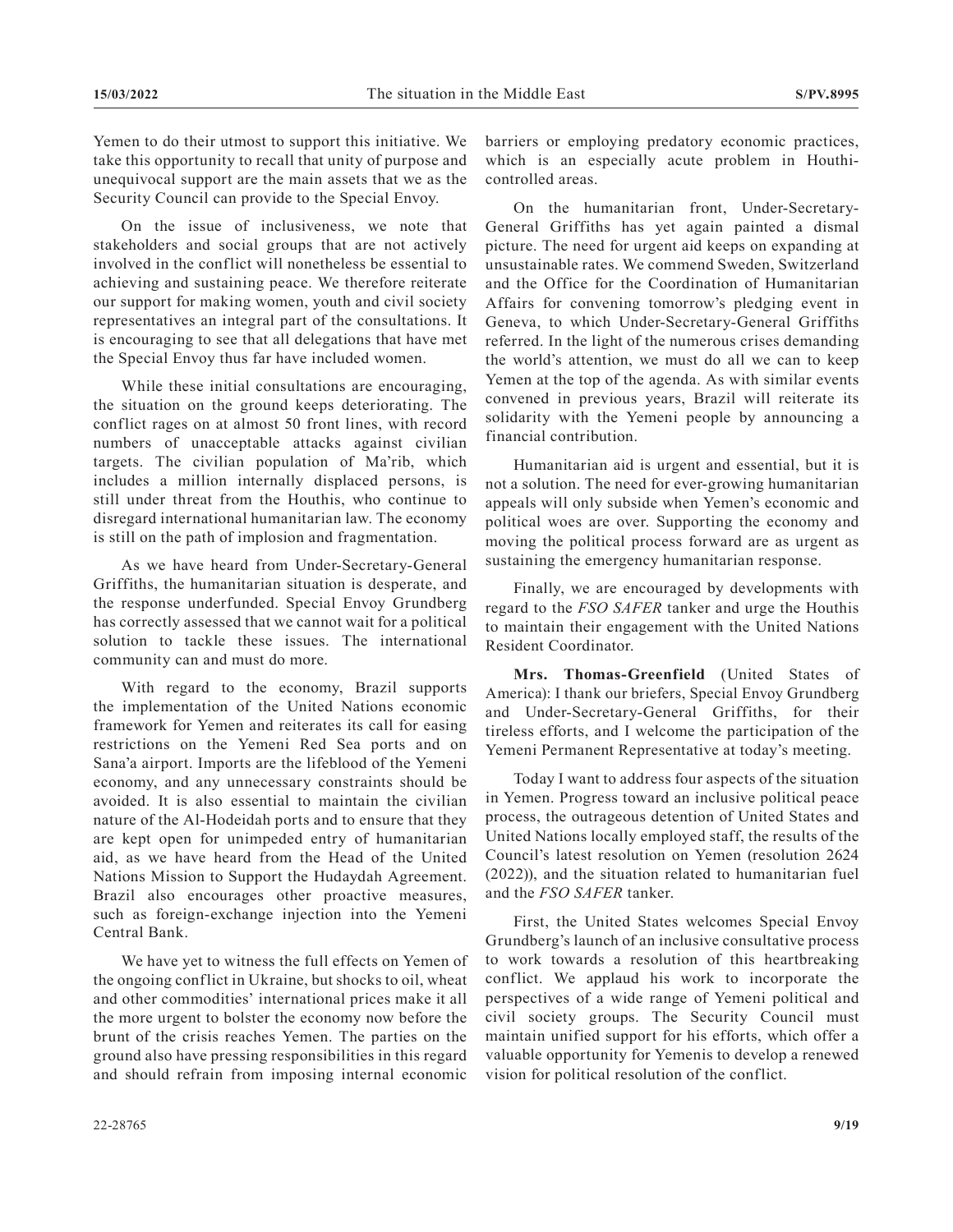Yemen to do their utmost to support this initiative. We take this opportunity to recall that unity of purpose and unequivocal support are the main assets that we as the Security Council can provide to the Special Envoy.

On the issue of inclusiveness, we note that stakeholders and social groups that are not actively involved in the conflict will nonetheless be essential to achieving and sustaining peace. We therefore reiterate our support for making women, youth and civil society representatives an integral part of the consultations. It is encouraging to see that all delegations that have met the Special Envoy thus far have included women.

While these initial consultations are encouraging, the situation on the ground keeps deteriorating. The conflict rages on at almost 50 front lines, with record numbers of unacceptable attacks against civilian targets. The civilian population of Ma'rib, which includes a million internally displaced persons, is still under threat from the Houthis, who continue to disregard international humanitarian law. The economy is still on the path of implosion and fragmentation.

As we have heard from Under-Secretary-General Griffiths, the humanitarian situation is desperate, and the response underfunded. Special Envoy Grundberg has correctly assessed that we cannot wait for a political solution to tackle these issues. The international community can and must do more.

With regard to the economy, Brazil supports the implementation of the United Nations economic framework for Yemen and reiterates its call for easing restrictions on the Yemeni Red Sea ports and on Sana'a airport. Imports are the lifeblood of the Yemeni economy, and any unnecessary constraints should be avoided. It is also essential to maintain the civilian nature of the Al-Hodeidah ports and to ensure that they are kept open for unimpeded entry of humanitarian aid, as we have heard from the Head of the United Nations Mission to Support the Hudaydah Agreement. Brazil also encourages other proactive measures, such as foreign-exchange injection into the Yemeni Central Bank.

We have yet to witness the full effects on Yemen of the ongoing conflict in Ukraine, but shocks to oil, wheat and other commodities' international prices make it all the more urgent to bolster the economy now before the brunt of the crisis reaches Yemen. The parties on the ground also have pressing responsibilities in this regard and should refrain from imposing internal economic barriers or employing predatory economic practices, which is an especially acute problem in Houthi-controlled areas.

On the humanitarian front, Under-Secretary-General Griffiths has yet again painted a dismal picture. The need for urgent aid keeps on expanding at unsustainable rates. We commend Sweden, Switzerland and the Office for the Coordination of Humanitarian Affairs for convening tomorrow's pledging event in Geneva, to which Under-Secretary-General Griffiths referred. In the light of the numerous crises demanding the world's attention, we must do all we can to keep Yemen at the top of the agenda. As with similar events convened in previous years, Brazil will reiterate its solidarity with the Yemeni people by announcing a financial contribution.

Humanitarian aid is urgent and essential, but it is not a solution. The need for ever-growing humanitarian appeals will only subside when Yemen's economic and political woes are over. Supporting the economy and moving the political process forward are as urgent as sustaining the emergency humanitarian response.

Finally, we are encouraged by developments with regard to the *FSO SAFER* tanker and urge the Houthis to maintain their engagement with the United Nations Resident Coordinator.

**Mrs. Thomas-Greenfield** (United States of America): I thank our briefers, Special Envoy Grundberg and Under-Secretary-General Griffiths, for their tireless efforts, and I welcome the participation of the Yemeni Permanent Representative at today's meeting.

Today I want to address four aspects of the situation in Yemen. Progress toward an inclusive political peace process, the outrageous detention of United States and United Nations locally employed staff, the results of the Council's latest resolution on Yemen (resolution 2624 (2022)), and the situation related to humanitarian fuel and the *FSO SAFER* tanker.

First, the United States welcomes Special Envoy Grundberg's launch of an inclusive consultative process to work towards a resolution of this heartbreaking conflict. We applaud his work to incorporate the perspectives of a wide range of Yemeni political and civil society groups. The Security Council must maintain unified support for his efforts, which offer a valuable opportunity for Yemenis to develop a renewed vision for political resolution of the conflict.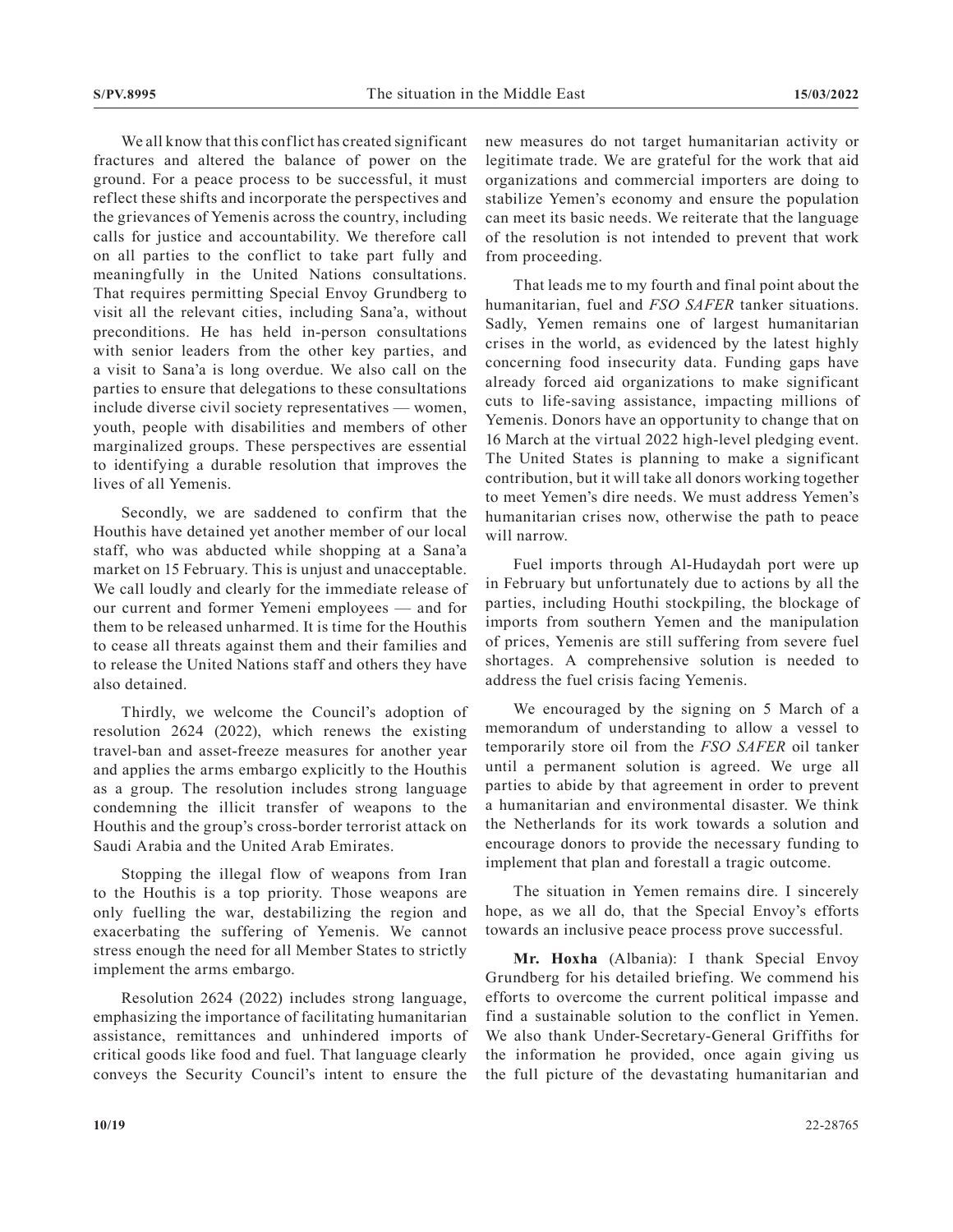We all know that this conflict has created significant fractures and altered the balance of power on the ground. For a peace process to be successful, it must reflect these shifts and incorporate the perspectives and the grievances of Yemenis across the country, including calls for justice and accountability. We therefore call on all parties to the conflict to take part fully and meaningfully in the United Nations consultations. That requires permitting Special Envoy Grundberg to visit all the relevant cities, including Sana'a, without preconditions. He has held in-person consultations with senior leaders from the other key parties, and a visit to Sana'a is long overdue. We also call on the parties to ensure that delegations to these consultations include diverse civil society representatives — women, youth, people with disabilities and members of other marginalized groups. These perspectives are essential to identifying a durable resolution that improves the lives of all Yemenis.

Secondly, we are saddened to confirm that the Houthis have detained yet another member of our local staff, who was abducted while shopping at a Sana'a market on 15 February. This is unjust and unacceptable. We call loudly and clearly for the immediate release of our current and former Yemeni employees — and for them to be released unharmed. It is time for the Houthis to cease all threats against them and their families and to release the United Nations staff and others they have also detained.

Thirdly, we welcome the Council's adoption of resolution 2624 (2022), which renews the existing travel-ban and asset-freeze measures for another year and applies the arms embargo explicitly to the Houthis as a group. The resolution includes strong language condemning the illicit transfer of weapons to the Houthis and the group's cross-border terrorist attack on Saudi Arabia and the United Arab Emirates.

Stopping the illegal flow of weapons from Iran to the Houthis is a top priority. Those weapons are only fuelling the war, destabilizing the region and exacerbating the suffering of Yemenis. We cannot stress enough the need for all Member States to strictly implement the arms embargo.

Resolution 2624 (2022) includes strong language, emphasizing the importance of facilitating humanitarian assistance, remittances and unhindered imports of critical goods like food and fuel. That language clearly conveys the Security Council's intent to ensure the new measures do not target humanitarian activity or legitimate trade. We are grateful for the work that aid organizations and commercial importers are doing to stabilize Yemen's economy and ensure the population can meet its basic needs. We reiterate that the language of the resolution is not intended to prevent that work from proceeding.

That leads me to my fourth and final point about the humanitarian, fuel and *FSO SAFER* tanker situations. Sadly, Yemen remains one of largest humanitarian crises in the world, as evidenced by the latest highly concerning food insecurity data. Funding gaps have already forced aid organizations to make significant cuts to life-saving assistance, impacting millions of Yemenis. Donors have an opportunity to change that on 16 March at the virtual 2022 high-level pledging event. The United States is planning to make a significant contribution, but it will take all donors working together to meet Yemen's dire needs. We must address Yemen's humanitarian crises now, otherwise the path to peace will narrow.

Fuel imports through Al-Hudaydah port were up in February but unfortunately due to actions by all the parties, including Houthi stockpiling, the blockage of imports from southern Yemen and the manipulation of prices, Yemenis are still suffering from severe fuel shortages. A comprehensive solution is needed to address the fuel crisis facing Yemenis.

We encouraged by the signing on 5 March of a memorandum of understanding to allow a vessel to temporarily store oil from the *FSO SAFER* oil tanker until a permanent solution is agreed. We urge all parties to abide by that agreement in order to prevent a humanitarian and environmental disaster. We think the Netherlands for its work towards a solution and encourage donors to provide the necessary funding to implement that plan and forestall a tragic outcome.

The situation in Yemen remains dire. I sincerely hope, as we all do, that the Special Envoy's efforts towards an inclusive peace process prove successful.

**Mr. Hoxha** (Albania): I thank Special Envoy Grundberg for his detailed briefing. We commend his efforts to overcome the current political impasse and find a sustainable solution to the conflict in Yemen. We also thank Under-Secretary-General Griffiths for the information he provided, once again giving us the full picture of the devastating humanitarian and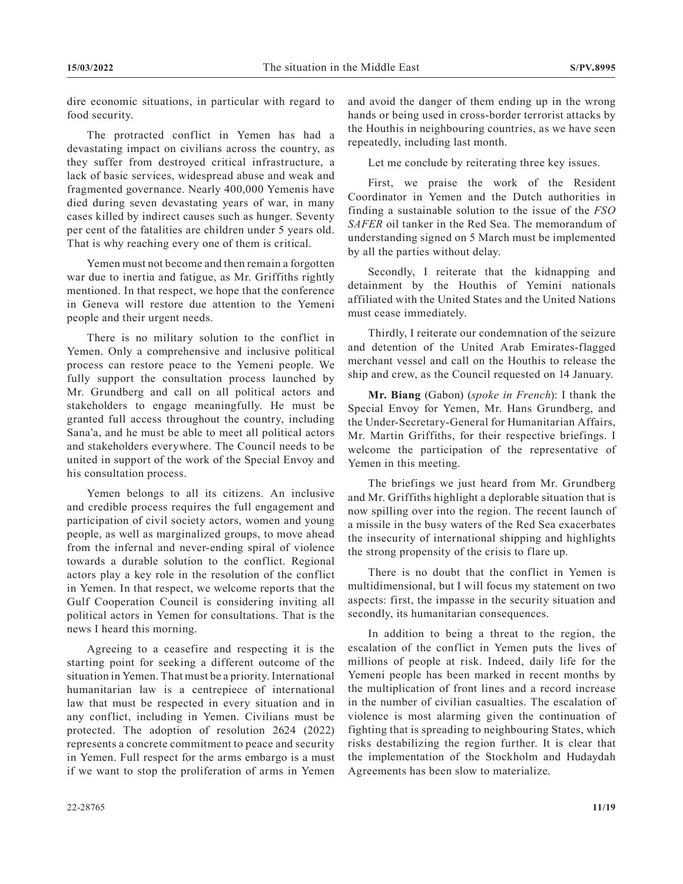dire economic situations, in particular with regard to food security.

The protracted conflict in Yemen has had a devastating impact on civilians across the country, as they suffer from destroyed critical infrastructure, a lack of basic services, widespread abuse and weak and fragmented governance. Nearly 400,000 Yemenis have died during seven devastating years of war, in many cases killed by indirect causes such as hunger. Seventy per cent of the fatalities are children under 5 years old. That is why reaching every one of them is critical.

Yemen must not become and then remain a forgotten war due to inertia and fatigue, as Mr. Griffiths rightly mentioned. In that respect, we hope that the conference in Geneva will restore due attention to the Yemeni people and their urgent needs.

There is no military solution to the conflict in Yemen. Only a comprehensive and inclusive political process can restore peace to the Yemeni people. We fully support the consultation process launched by Mr. Grundberg and call on all political actors and stakeholders to engage meaningfully. He must be granted full access throughout the country, including Sana'a, and he must be able to meet all political actors and stakeholders everywhere. The Council needs to be united in support of the work of the Special Envoy and his consultation process.

Yemen belongs to all its citizens. An inclusive and credible process requires the full engagement and participation of civil society actors, women and young people, as well as marginalized groups, to move ahead from the infernal and never-ending spiral of violence towards a durable solution to the conflict. Regional actors play a key role in the resolution of the conflict in Yemen. In that respect, we welcome reports that the Gulf Cooperation Council is considering inviting all political actors in Yemen for consultations. That is the news I heard this morning.

Agreeing to a ceasefire and respecting it is the starting point for seeking a different outcome of the situation in Yemen. That must be a priority. International humanitarian law is a centrepiece of international law that must be respected in every situation and in any conflict, including in Yemen. Civilians must be protected. The adoption of resolution 2624 (2022) represents a concrete commitment to peace and security in Yemen. Full respect for the arms embargo is a must if we want to stop the proliferation of arms in Yemen and avoid the danger of them ending up in the wrong hands or being used in cross-border terrorist attacks by the Houthis in neighbouring countries, as we have seen repeatedly, including last month.

Let me conclude by reiterating three key issues.

First, we praise the work of the Resident Coordinator in Yemen and the Dutch authorities in finding a sustainable solution to the issue of the *FSO SAFER* oil tanker in the Red Sea. The memorandum of understanding signed on 5 March must be implemented by all the parties without delay.

Secondly, I reiterate that the kidnapping and detainment by the Houthis of Yemeni nationals affiliated with the United States and the United Nations must cease immediately.

Thirdly, I reiterate our condemnation of the seizure and detention of the United Arab Emirates-flagged merchant vessel and call on the Houthis to release the ship and crew, as the Council requested on 14 January.

**Mr. Biang** (Gabon) (*spoke in French*): I thank the Special Envoy for Yemen, Mr. Hans Grundberg, and the Under-Secretary-General for Humanitarian Affairs, Mr. Martin Griffiths, for their respective briefings. I welcome the participation of the representative of Yemen in this meeting.

The briefings we just heard from Mr. Grundberg and Mr. Griffiths highlight a deplorable situation that is now spilling over into the region. The recent launch of a missile in the busy waters of the Red Sea exacerbates the insecurity of international shipping and highlights the strong propensity of the crisis to flare up.

There is no doubt that the conflict in Yemen is multidimensional, but I will focus my statement on two aspects: first, the impasse in the security situation and secondly, its humanitarian consequences.

In addition to being a threat to the region, the escalation of the conflict in Yemen puts the lives of millions of people at risk. Indeed, daily life for the Yemeni people has been marked in recent months by the multiplication of front lines and a record increase in the number of civilian casualties. The escalation of violence is most alarming given the continuation of fighting that is spreading to neighbouring States, which risks destabilizing the region further. It is clear that the implementation of the Stockholm and Hudaydah Agreements has been slow to materialize.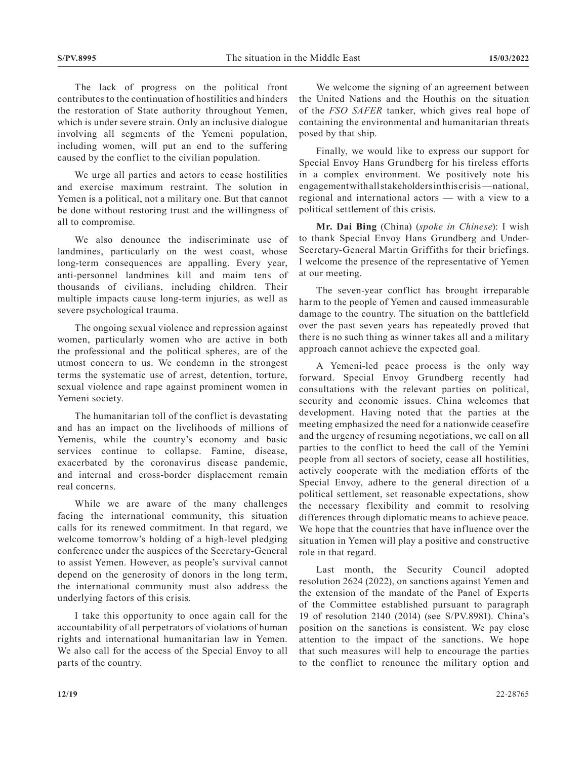The lack of progress on the political front contributes to the continuation of hostilities and hinders the restoration of State authority throughout Yemen, which is under severe strain. Only an inclusive dialogue involving all segments of the Yemeni population, including women, will put an end to the suffering caused by the conflict to the civilian population.

We urge all parties and actors to cease hostilities and exercise maximum restraint. The solution in Yemen is a political, not a military one. But that cannot be done without restoring trust and the willingness of all to compromise.

We also denounce the indiscriminate use of landmines, particularly on the west coast, whose long-term consequences are appalling. Every year, anti-personnel landmines kill and maim tens of thousands of civilians, including children. Their multiple impacts cause long-term injuries, as well as severe psychological trauma.

The ongoing sexual violence and repression against women, particularly women who are active in both the professional and the political spheres, are of the utmost concern to us. We condemn in the strongest terms the systematic use of arrest, detention, torture, sexual violence and rape against prominent women in Yemeni society.

The humanitarian toll of the conflict is devastating and has an impact on the livelihoods of millions of Yemenis, while the country's economy and basic services continue to collapse. Famine, disease, exacerbated by the coronavirus disease pandemic, and internal and cross-border displacement remain real concerns.

While we are aware of the many challenges facing the international community, this situation calls for its renewed commitment. In that regard, we welcome tomorrow's holding of a high-level pledging conference under the auspices of the Secretary-General to assist Yemen. However, as people's survival cannot depend on the generosity of donors in the long term, the international community must also address the underlying factors of this crisis.

I take this opportunity to once again call for the accountability of all perpetrators of violations of human rights and international humanitarian law in Yemen. We also call for the access of the Special Envoy to all parts of the country.

We welcome the signing of an agreement between the United Nations and the Houthis on the situation of the *FSO SAFER* tanker, which gives real hope of containing the environmental and humanitarian threats posed by that ship.

Finally, we would like to express our support for Special Envoy Hans Grundberg for his tireless efforts in a complex environment. We positively note his engagement with all stakeholders in this crisis — national, regional and international actors — with a view to a political settlement of this crisis.

**Mr. Dai Bing** (China) (*spoke in Chinese*): I wish to thank Special Envoy Hans Grundberg and Under-Secretary-General Martin Griffiths for their briefings. I welcome the presence of the representative of Yemen at our meeting.

The seven-year conflict has brought irreparable harm to the people of Yemen and caused immeasurable damage to the country. The situation on the battlefield over the past seven years has repeatedly proved that there is no such thing as winner takes all and a military approach cannot achieve the expected goal.

A Yemeni-led peace process is the only way forward. Special Envoy Grundberg recently had consultations with the relevant parties on political, security and economic issues. China welcomes that development. Having noted that the parties at the meeting emphasized the need for a nationwide ceasefire and the urgency of resuming negotiations, we call on all parties to the conflict to heed the call of the Yemini people from all sectors of society, cease all hostilities, actively cooperate with the mediation efforts of the Special Envoy, adhere to the general direction of a political settlement, set reasonable expectations, show the necessary flexibility and commit to resolving differences through diplomatic means to achieve peace. We hope that the countries that have influence over the situation in Yemen will play a positive and constructive role in that regard.

Last month, the Security Council adopted resolution 2624 (2022), on sanctions against Yemen and the extension of the mandate of the Panel of Experts of the Committee established pursuant to paragraph 19 of resolution 2140 (2014) (see S/PV.8981). China's position on the sanctions is consistent. We pay close attention to the impact of the sanctions. We hope that such measures will help to encourage the parties to the conflict to renounce the military option and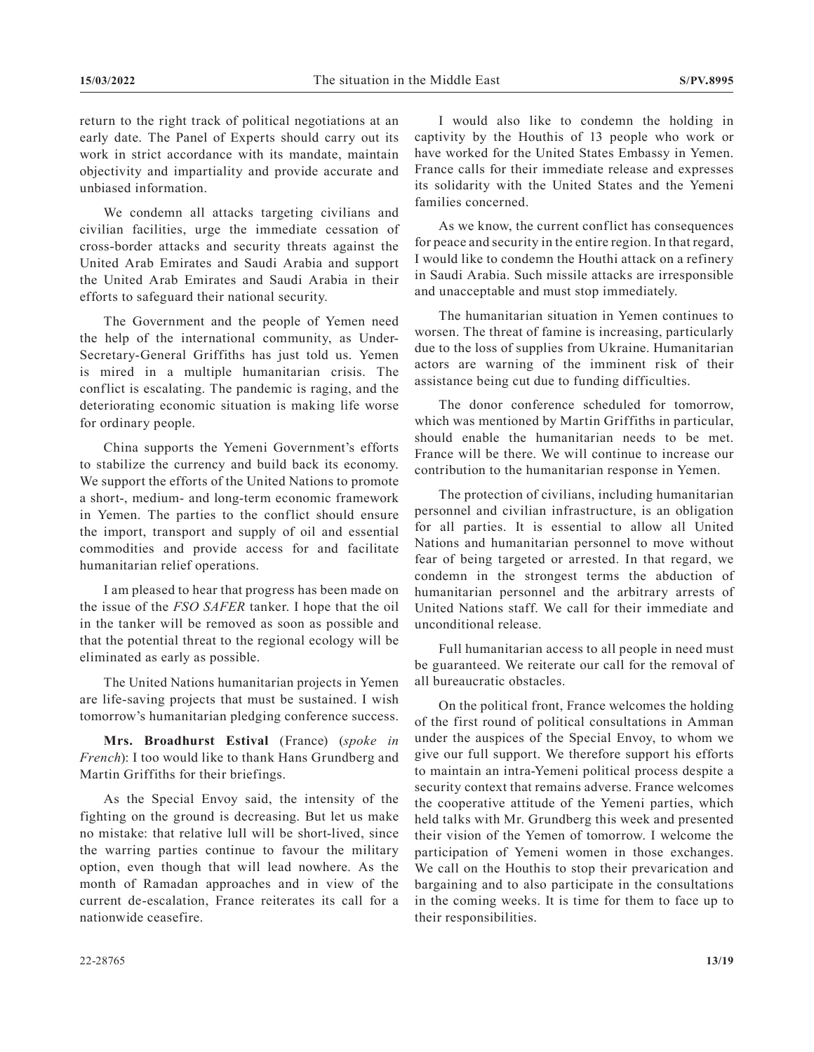return to the right track of political negotiations at an early date. The Panel of Experts should carry out its work in strict accordance with its mandate, maintain objectivity and impartiality and provide accurate and unbiased information.

We condemn all attacks targeting civilians and civilian facilities, urge the immediate cessation of cross-border attacks and security threats against the United Arab Emirates and Saudi Arabia and support the United Arab Emirates and Saudi Arabia in their efforts to safeguard their national security.

The Government and the people of Yemen need the help of the international community, as Under-Secretary-General Griffiths has just told us. Yemen is mired in a multiple humanitarian crisis. The conflict is escalating. The pandemic is raging, and the deteriorating economic situation is making life worse for ordinary people.

China supports the Yemeni Government's efforts to stabilize the currency and build back its economy. We support the efforts of the United Nations to promote a short-, medium- and long-term economic framework in Yemen. The parties to the conflict should ensure the import, transport and supply of oil and essential commodities and provide access for and facilitate humanitarian relief operations.

I am pleased to hear that progress has been made on the issue of the *FSO SAFER* tanker. I hope that the oil in the tanker will be removed as soon as possible and that the potential threat to the regional ecology will be eliminated as early as possible.

The United Nations humanitarian projects in Yemen are life-saving projects that must be sustained. I wish tomorrow's humanitarian pledging conference success.

**Mrs. Broadhurst Estival** (France) (*spoke in French*): I too would like to thank Hans Grundberg and Martin Griffiths for their briefings.

As the Special Envoy said, the intensity of the fighting on the ground is decreasing. But let us make no mistake: that relative lull will be short-lived, since the warring parties continue to favour the military option, even though that will lead nowhere. As the month of Ramadan approaches and in view of the current de-escalation, France reiterates its call for a nationwide ceasefire.

I would also like to condemn the holding in captivity by the Houthis of 13 people who work or have worked for the United States Embassy in Yemen. France calls for their immediate release and expresses its solidarity with the United States and the Yemeni families concerned.

As we know, the current conflict has consequences for peace and security in the entire region. In that regard, I would like to condemn the Houthi attack on a refinery in Saudi Arabia. Such missile attacks are irresponsible and unacceptable and must stop immediately.

The humanitarian situation in Yemen continues to worsen. The threat of famine is increasing, particularly due to the loss of supplies from Ukraine. Humanitarian actors are warning of the imminent risk of their assistance being cut due to funding difficulties.

The donor conference scheduled for tomorrow, which was mentioned by Martin Griffiths in particular, should enable the humanitarian needs to be met. France will be there. We will continue to increase our contribution to the humanitarian response in Yemen.

The protection of civilians, including humanitarian personnel and civilian infrastructure, is an obligation for all parties. It is essential to allow all United Nations and humanitarian personnel to move without fear of being targeted or arrested. In that regard, we condemn in the strongest terms the abduction of humanitarian personnel and the arbitrary arrests of United Nations staff. We call for their immediate and unconditional release.

Full humanitarian access to all people in need must be guaranteed. We reiterate our call for the removal of all bureaucratic obstacles.

On the political front, France welcomes the holding of the first round of political consultations in Amman under the auspices of the Special Envoy, to whom we give our full support. We therefore support his efforts to maintain an intra-Yemeni political process despite a security context that remains adverse. France welcomes the cooperative attitude of the Yemeni parties, which held talks with Mr. Grundberg this week and presented their vision of the Yemen of tomorrow. I welcome the participation of Yemeni women in those exchanges. We call on the Houthis to stop their prevarication and bargaining and to also participate in the consultations in the coming weeks. It is time for them to face up to their responsibilities.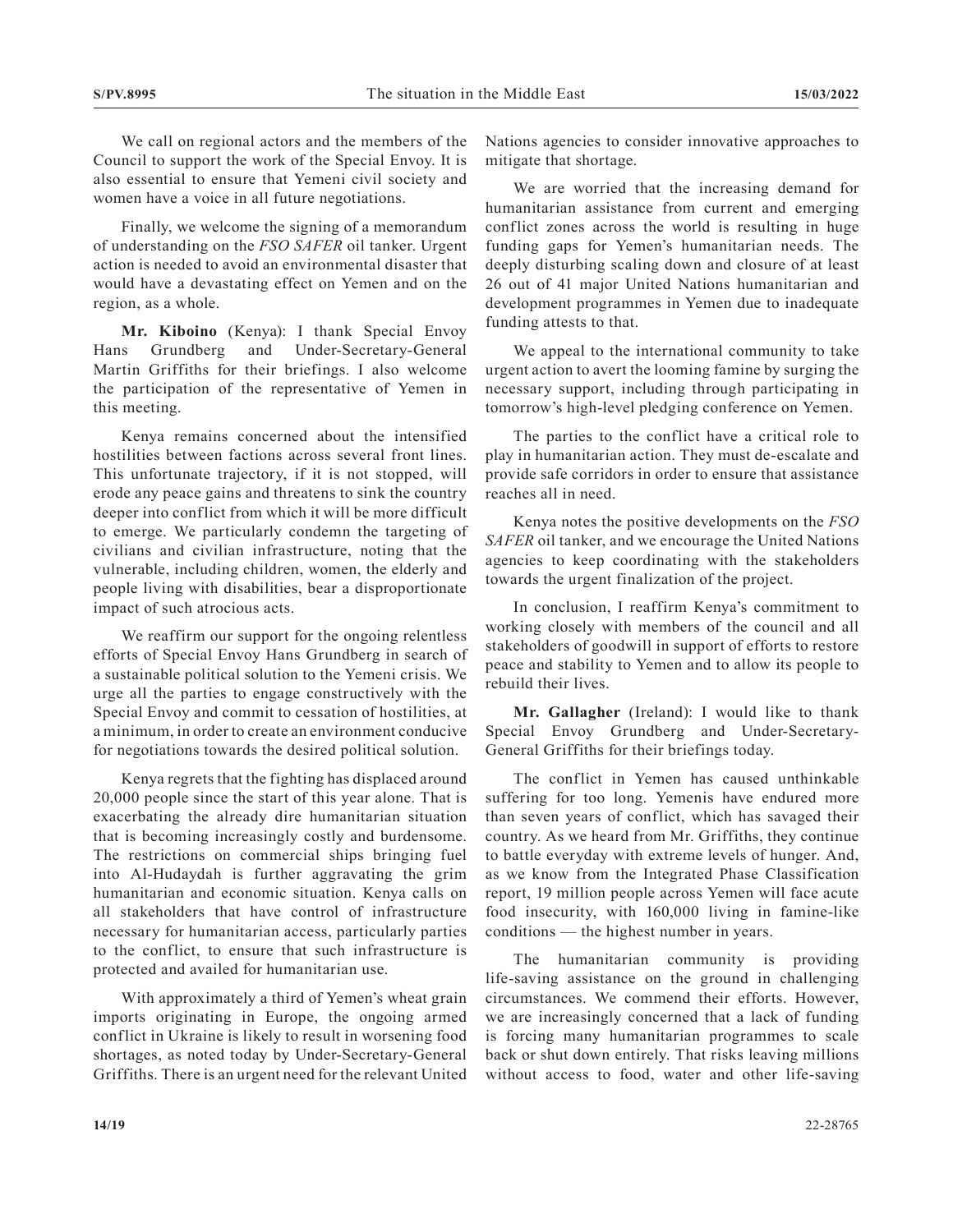We call on regional actors and the members of the Council to support the work of the Special Envoy. It is also essential to ensure that Yemeni civil society and women have a voice in all future negotiations.

Finally, we welcome the signing of a memorandum of understanding on the *FSO SAFER* oil tanker. Urgent action is needed to avoid an environmental disaster that would have a devastating effect on Yemen and on the region, as a whole.

**Mr. Kiboino** (Kenya): I thank Special Envoy Hans Grundberg and Under-Secretary-General Martin Griffiths for their briefings. I also welcome the participation of the representative of Yemen in this meeting.

Kenya remains concerned about the intensified hostilities between factions across several front lines. This unfortunate trajectory, if it is not stopped, will erode any peace gains and threatens to sink the country deeper into conflict from which it will be more difficult to emerge. We particularly condemn the targeting of civilians and civilian infrastructure, noting that the vulnerable, including children, women, the elderly and people living with disabilities, bear a disproportionate impact of such atrocious acts.

We reaffirm our support for the ongoing relentless efforts of Special Envoy Hans Grundberg in search of a sustainable political solution to the Yemeni crisis. We urge all the parties to engage constructively with the Special Envoy and commit to cessation of hostilities, at a minimum, in order to create an environment conducive for negotiations towards the desired political solution.

Kenya regrets that the fighting has displaced around 20,000 people since the start of this year alone. That is exacerbating the already dire humanitarian situation that is becoming increasingly costly and burdensome. The restrictions on commercial ships bringing fuel into Al-Hudaydah is further aggravating the grim humanitarian and economic situation. Kenya calls on all stakeholders that have control of infrastructure necessary for humanitarian access, particularly parties to the conflict, to ensure that such infrastructure is protected and availed for humanitarian use.

With approximately a third of Yemen's wheat grain imports originating in Europe, the ongoing armed conflict in Ukraine is likely to result in worsening food shortages, as noted today by Under-Secretary-General Griffiths. There is an urgent need for the relevant United Nations agencies to consider innovative approaches to mitigate that shortage.

We are worried that the increasing demand for humanitarian assistance from current and emerging conflict zones across the world is resulting in huge funding gaps for Yemen's humanitarian needs. The deeply disturbing scaling down and closure of at least 26 out of 41 major United Nations humanitarian and development programmes in Yemen due to inadequate funding attests to that.

We appeal to the international community to take urgent action to avert the looming famine by surging the necessary support, including through participating in tomorrow's high-level pledging conference on Yemen.

The parties to the conflict have a critical role to play in humanitarian action. They must de-escalate and provide safe corridors in order to ensure that assistance reaches all in need.

Kenya notes the positive developments on the *FSO SAFER* oil tanker, and we encourage the United Nations agencies to keep coordinating with the stakeholders towards the urgent finalization of the project.

In conclusion, I reaffirm Kenya's commitment to working closely with members of the council and all stakeholders of goodwill in support of efforts to restore peace and stability to Yemen and to allow its people to rebuild their lives.

**Mr. Gallagher** (Ireland): I would like to thank Special Envoy Grundberg and Under-Secretary-General Griffiths for their briefings today.

The conflict in Yemen has caused unthinkable suffering for too long. Yemenis have endured more than seven years of conflict, which has savaged their country. As we heard from Mr. Griffiths, they continue to battle everyday with extreme levels of hunger. And, as we know from the Integrated Phase Classification report, 19 million people across Yemen will face acute food insecurity, with 160,000 living in famine-like conditions — the highest number in years.

The humanitarian community is providing life-saving assistance on the ground in challenging circumstances. We commend their efforts. However, we are increasingly concerned that a lack of funding is forcing many humanitarian programmes to scale back or shut down entirely. That risks leaving millions without access to food, water and other life-saving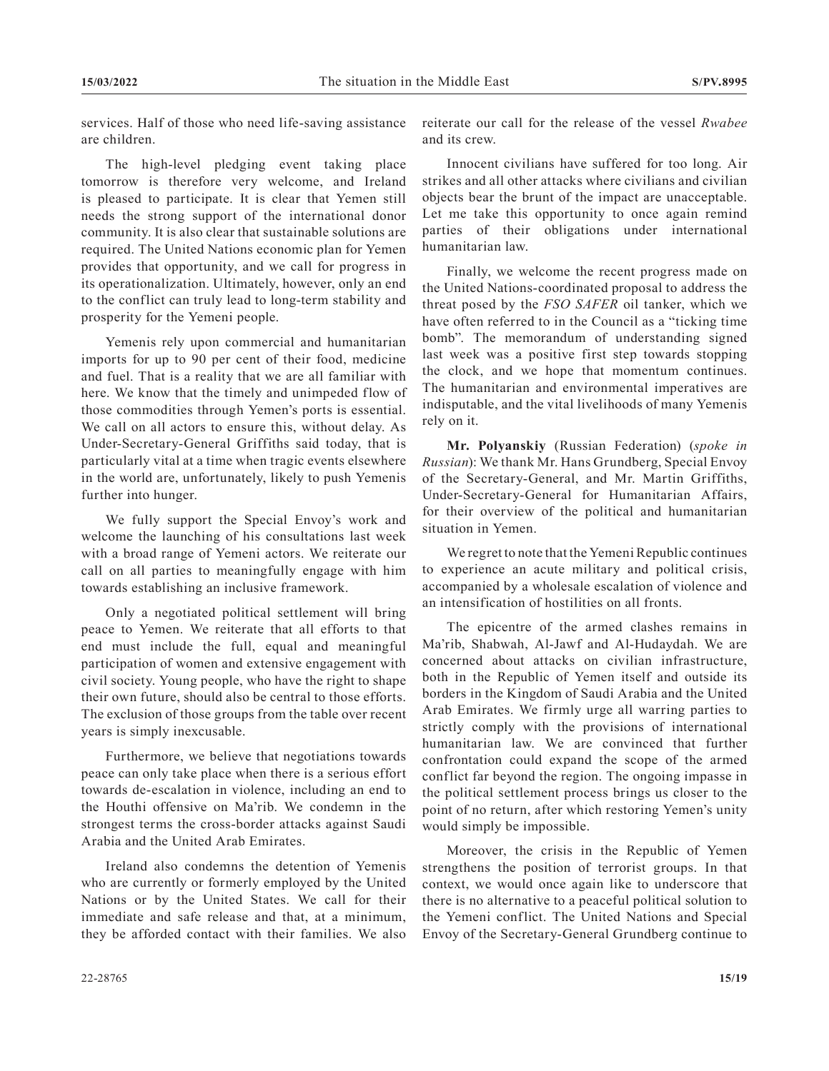services. Half of those who need life-saving assistance are children.

The high-level pledging event taking place tomorrow is therefore very welcome, and Ireland is pleased to participate. It is clear that Yemen still needs the strong support of the international donor community. It is also clear that sustainable solutions are required. The United Nations economic plan for Yemen provides that opportunity, and we call for progress in its operationalization. Ultimately, however, only an end to the conflict can truly lead to long-term stability and prosperity for the Yemeni people.

Yemenis rely upon commercial and humanitarian imports for up to 90 per cent of their food, medicine and fuel. That is a reality that we are all familiar with here. We know that the timely and unimpeded flow of those commodities through Yemen's ports is essential. We call on all actors to ensure this, without delay. As Under-Secretary-General Griffiths said today, that is particularly vital at a time when tragic events elsewhere in the world are, unfortunately, likely to push Yemenis further into hunger.

We fully support the Special Envoy's work and welcome the launching of his consultations last week with a broad range of Yemeni actors. We reiterate our call on all parties to meaningfully engage with him towards establishing an inclusive framework.

Only a negotiated political settlement will bring peace to Yemen. We reiterate that all efforts to that end must include the full, equal and meaningful participation of women and extensive engagement with civil society. Young people, who have the right to shape their own future, should also be central to those efforts. The exclusion of those groups from the table over recent years is simply inexcusable.

Furthermore, we believe that negotiations towards peace can only take place when there is a serious effort towards de-escalation in violence, including an end to the Houthi offensive on Ma'rib. We condemn in the strongest terms the cross-border attacks against Saudi Arabia and the United Arab Emirates.

Ireland also condemns the detention of Yemenis who are currently or formerly employed by the United Nations or by the United States. We call for their immediate and safe release and that, at a minimum, they be afforded contact with their families. We also reiterate our call for the release of the vessel *Rwabee* and its crew.

Innocent civilians have suffered for too long. Air strikes and all other attacks where civilians and civilian objects bear the brunt of the impact are unacceptable. Let me take this opportunity to once again remind parties of their obligations under international humanitarian law.

Finally, we welcome the recent progress made on the United Nations-coordinated proposal to address the threat posed by the *FSO SAFER* oil tanker, which we have often referred to in the Council as a "ticking time bomb". The memorandum of understanding signed last week was a positive first step towards stopping the clock, and we hope that momentum continues. The humanitarian and environmental imperatives are indisputable, and the vital livelihoods of many Yemenis rely on it.

**Mr. Polyanskiy** (Russian Federation) (*spoke in Russian*): We thank Mr. Hans Grundberg, Special Envoy of the Secretary-General, and Mr. Martin Griffiths, Under-Secretary-General for Humanitarian Affairs, for their overview of the political and humanitarian situation in Yemen.

We regret to note that the Yemeni Republic continues to experience an acute military and political crisis, accompanied by a wholesale escalation of violence and an intensification of hostilities on all fronts.

The epicentre of the armed clashes remains in Ma'rib, Shabwah, Al-Jawf and Al-Hudaydah. We are concerned about attacks on civilian infrastructure, both in the Republic of Yemen itself and outside its borders in the Kingdom of Saudi Arabia and the United Arab Emirates. We firmly urge all warring parties to strictly comply with the provisions of international humanitarian law. We are convinced that further confrontation could expand the scope of the armed conflict far beyond the region. The ongoing impasse in the political settlement process brings us closer to the point of no return, after which restoring Yemen's unity would simply be impossible.

Moreover, the crisis in the Republic of Yemen strengthens the position of terrorist groups. In that context, we would once again like to underscore that there is no alternative to a peaceful political solution to the Yemeni conflict. The United Nations and Special Envoy of the Secretary-General Grundberg continue to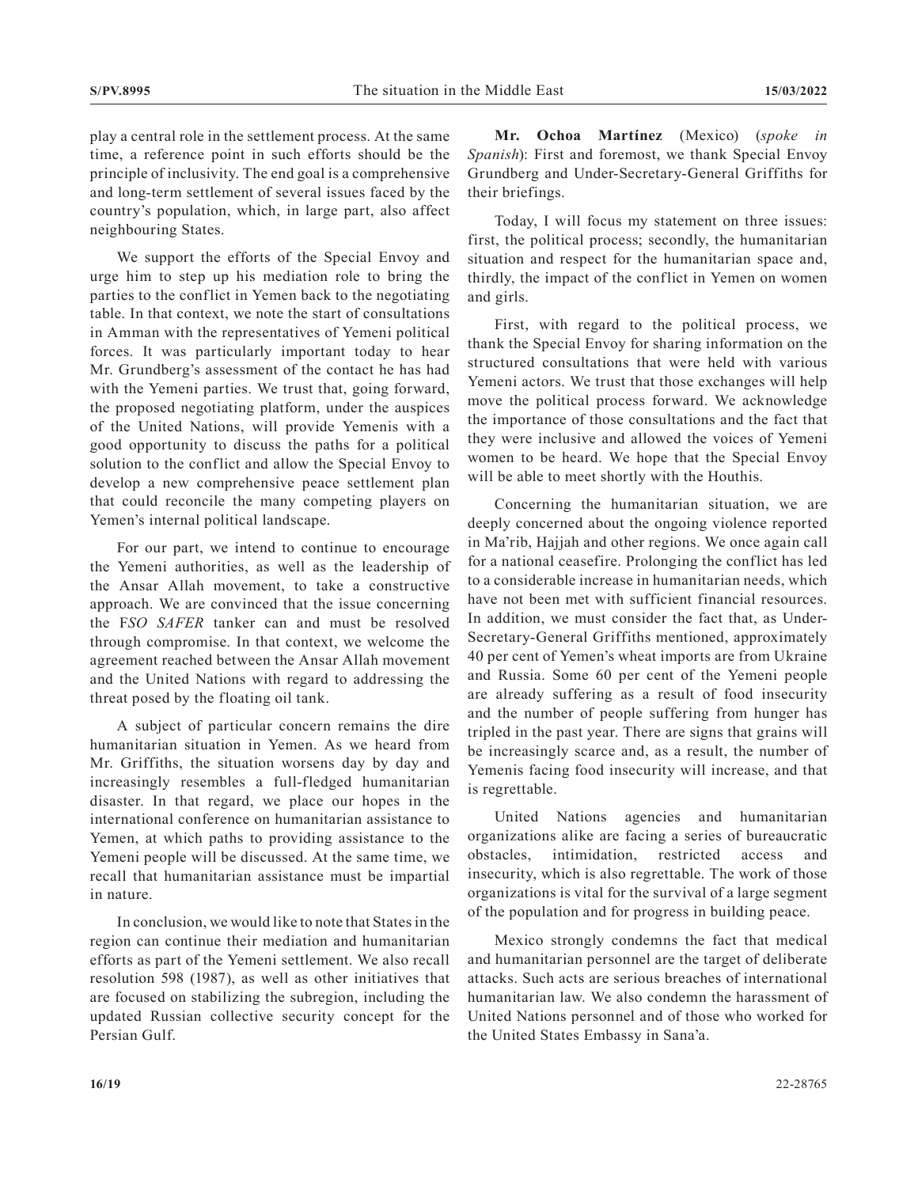play a central role in the settlement process. At the same time, a reference point in such efforts should be the principle of inclusivity. The end goal is a comprehensive and long-term settlement of several issues faced by the country's population, which, in large part, also affect neighbouring States.

We support the efforts of the Special Envoy and urge him to step up his mediation role to bring the parties to the conflict in Yemen back to the negotiating table. In that context, we note the start of consultations in Amman with the representatives of Yemeni political forces. It was particularly important today to hear Mr. Grundberg's assessment of the contact he has had with the Yemeni parties. We trust that, going forward, the proposed negotiating platform, under the auspices of the United Nations, will provide Yemenis with a good opportunity to discuss the paths for a political solution to the conflict and allow the Special Envoy to develop a new comprehensive peace settlement plan that could reconcile the many competing players on Yemen's internal political landscape.

For our part, we intend to continue to encourage the Yemeni authorities, as well as the leadership of the Ansar Allah movement, to take a constructive approach. We are convinced that the issue concerning the *FSO SAFER* tanker can and must be resolved through compromise. In that context, we welcome the agreement reached between the Ansar Allah movement and the United Nations with regard to addressing the threat posed by the floating oil tank.

A subject of particular concern remains the dire humanitarian situation in Yemen. As we heard from Mr. Griffiths, the situation worsens day by day and increasingly resembles a full-fledged humanitarian disaster. In that regard, we place our hopes in the international conference on humanitarian assistance to Yemen, at which paths to providing assistance to the Yemeni people will be discussed. At the same time, we recall that humanitarian assistance must be impartial in nature.

In conclusion, we would like to note that States in the region can continue their mediation and humanitarian efforts as part of the Yemeni settlement. We also recall resolution 598 (1987), as well as other initiatives that are focused on stabilizing the subregion, including the updated Russian collective security concept for the Persian Gulf.

**Mr. Ochoa Martínez** (Mexico) (*spoke in Spanish*): First and foremost, we thank Special Envoy Grundberg and Under-Secretary-General Griffiths for their briefings.

Today, I will focus my statement on three issues: first, the political process; secondly, the humanitarian situation and respect for the humanitarian space and, thirdly, the impact of the conflict in Yemen on women and girls.

First, with regard to the political process, we thank the Special Envoy for sharing information on the structured consultations that were held with various Yemeni actors. We trust that those exchanges will help move the political process forward. We acknowledge the importance of those consultations and the fact that they were inclusive and allowed the voices of Yemeni women to be heard. We hope that the Special Envoy will be able to meet shortly with the Houthis.

Concerning the humanitarian situation, we are deeply concerned about the ongoing violence reported in Ma'rib, Hajjah and other regions. We once again call for a national ceasefire. Prolonging the conflict has led to a considerable increase in humanitarian needs, which have not been met with sufficient financial resources. In addition, we must consider the fact that, as Under-Secretary-General Griffiths mentioned, approximately 40 per cent of Yemen's wheat imports are from Ukraine and Russia. Some 60 per cent of the Yemeni people are already suffering as a result of food insecurity and the number of people suffering from hunger has tripled in the past year. There are signs that grains will be increasingly scarce and, as a result, the number of Yemenis facing food insecurity will increase, and that is regrettable.

United Nations agencies and humanitarian organizations alike are facing a series of bureaucratic obstacles, intimidation, restricted access and insecurity, which is also regrettable. The work of those organizations is vital for the survival of a large segment of the population and for progress in building peace.

Mexico strongly condemns the fact that medical and humanitarian personnel are the target of deliberate attacks. Such acts are serious breaches of international humanitarian law. We also condemn the harassment of United Nations personnel and of those who worked for the United States Embassy in Sana'a.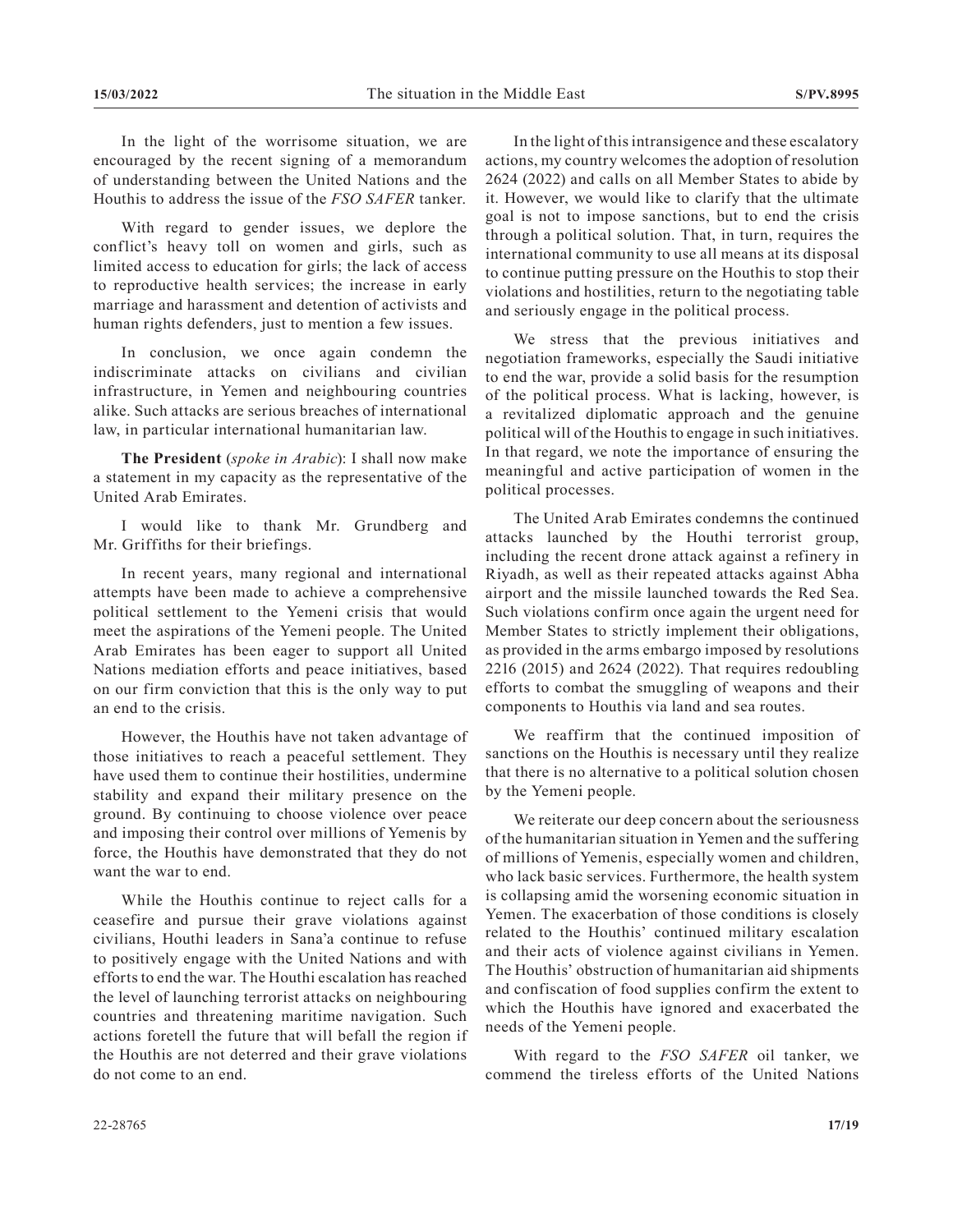In the light of the worrisome situation, we are encouraged by the recent signing of a memorandum of understanding between the United Nations and the Houthis to address the issue of the *FSO SAFER* tanker.

With regard to gender issues, we deplore the conflict's heavy toll on women and girls, such as limited access to education for girls; the lack of access to reproductive health services; the increase in early marriage and harassment and detention of activists and human rights defenders, just to mention a few issues.

In conclusion, we once again condemn the indiscriminate attacks on civilians and civilian infrastructure, in Yemen and neighbouring countries alike. Such attacks are serious breaches of international law, in particular international humanitarian law.

**The President** (*spoke in Arabic*): I shall now make a statement in my capacity as the representative of the United Arab Emirates.

I would like to thank Mr. Grundberg and Mr. Griffiths for their briefings.

In recent years, many regional and international attempts have been made to achieve a comprehensive political settlement to the Yemeni crisis that would meet the aspirations of the Yemeni people. The United Arab Emirates has been eager to support all United Nations mediation efforts and peace initiatives, based on our firm conviction that this is the only way to put an end to the crisis.

However, the Houthis have not taken advantage of those initiatives to reach a peaceful settlement. They have used them to continue their hostilities, undermine stability and expand their military presence on the ground. By continuing to choose violence over peace and imposing their control over millions of Yemenis by force, the Houthis have demonstrated that they do not want the war to end.

While the Houthis continue to reject calls for a ceasefire and pursue their grave violations against civilians, Houthi leaders in Sana'a continue to refuse to positively engage with the United Nations and with efforts to end the war. The Houthi escalation has reached the level of launching terrorist attacks on neighbouring countries and threatening maritime navigation. Such actions foretell the future that will befall the region if the Houthis are not deterred and their grave violations do not come to an end.

In the light of this intransigence and these escalatory actions, my country welcomes the adoption of resolution 2624 (2022) and calls on all Member States to abide by it. However, we would like to clarify that the ultimate goal is not to impose sanctions, but to end the crisis through a political solution. That, in turn, requires the international community to use all means at its disposal to continue putting pressure on the Houthis to stop their violations and hostilities, return to the negotiating table and seriously engage in the political process.

We stress that the previous initiatives and negotiation frameworks, especially the Saudi initiative to end the war, provide a solid basis for the resumption of the political process. What is lacking, however, is a revitalized diplomatic approach and the genuine political will of the Houthis to engage in such initiatives. In that regard, we note the importance of ensuring the meaningful and active participation of women in the political processes.

The United Arab Emirates condemns the continued attacks launched by the Houthi terrorist group, including the recent drone attack against a refinery in Riyadh, as well as their repeated attacks against Abha airport and the missile launched towards the Red Sea. Such violations confirm once again the urgent need for Member States to strictly implement their obligations, as provided in the arms embargo imposed by resolutions 2216 (2015) and 2624 (2022). That requires redoubling efforts to combat the smuggling of weapons and their components to Houthis via land and sea routes.

We reaffirm that the continued imposition of sanctions on the Houthis is necessary until they realize that there is no alternative to a political solution chosen by the Yemeni people.

We reiterate our deep concern about the seriousness of the humanitarian situation in Yemen and the suffering of millions of Yemenis, especially women and children, who lack basic services. Furthermore, the health system is collapsing amid the worsening economic situation in Yemen. The exacerbation of those conditions is closely related to the Houthis' continued military escalation and their acts of violence against civilians in Yemen. The Houthis' obstruction of humanitarian aid shipments and confiscation of food supplies confirm the extent to which the Houthis have ignored and exacerbated the needs of the Yemeni people.

With regard to the *FSO SAFER* oil tanker, we commend the tireless efforts of the United Nations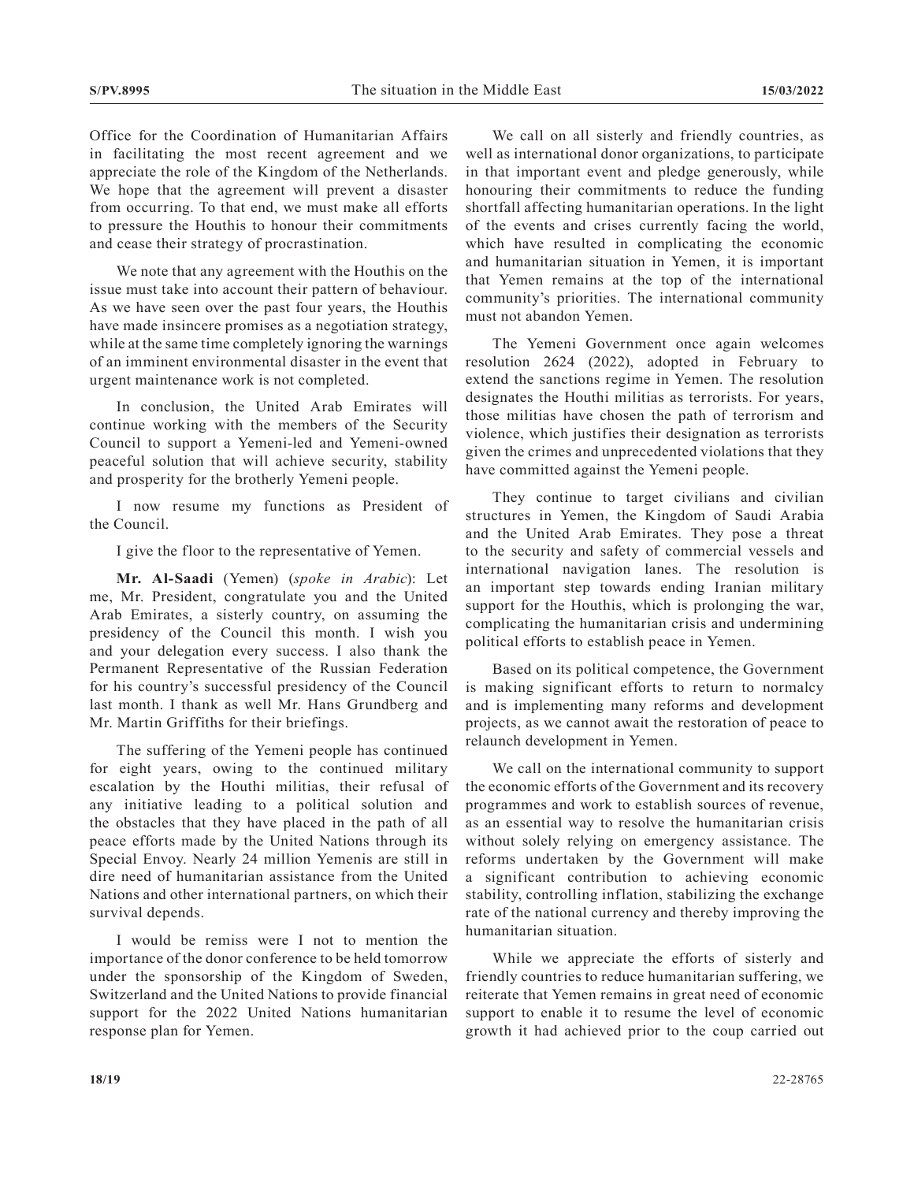Office for the Coordination of Humanitarian Affairs in facilitating the most recent agreement and we appreciate the role of the Kingdom of the Netherlands. We hope that the agreement will prevent a disaster from occurring. To that end, we must make all efforts to pressure the Houthis to honour their commitments and cease their strategy of procrastination.

We note that any agreement with the Houthis on the issue must take into account their pattern of behaviour. As we have seen over the past four years, the Houthis have made insincere promises as a negotiation strategy, while at the same time completely ignoring the warnings of an imminent environmental disaster in the event that urgent maintenance work is not completed.

In conclusion, the United Arab Emirates will continue working with the members of the Security Council to support a Yemeni-led and Yemeni-owned peaceful solution that will achieve security, stability and prosperity for the brotherly Yemeni people.

I now resume my functions as President of the Council.

I give the floor to the representative of Yemen.

**Mr. Al-Saadi** (Yemen) (*spoke in Arabic*): Let me, Mr. President, congratulate you and the United Arab Emirates, a sisterly country, on assuming the presidency of the Council this month. I wish you and your delegation every success. I also thank the Permanent Representative of the Russian Federation for his country's successful presidency of the Council last month. I thank as well Mr. Hans Grundberg and Mr. Martin Griffiths for their briefings.

The suffering of the Yemeni people has continued for eight years, owing to the continued military escalation by the Houthi militias, their refusal of any initiative leading to a political solution and the obstacles that they have placed in the path of all peace efforts made by the United Nations through its Special Envoy. Nearly 24 million Yemenis are still in dire need of humanitarian assistance from the United Nations and other international partners, on which their survival depends.

I would be remiss were I not to mention the importance of the donor conference to be held tomorrow under the sponsorship of the Kingdom of Sweden, Switzerland and the United Nations to provide financial support for the 2022 United Nations humanitarian response plan for Yemen.

We call on all sisterly and friendly countries, as well as international donor organizations, to participate in that important event and pledge generously, while honouring their commitments to reduce the funding shortfall affecting humanitarian operations. In the light of the events and crises currently facing the world, which have resulted in complicating the economic and humanitarian situation in Yemen, it is important that Yemen remains at the top of the international community's priorities. The international community must not abandon Yemen.

The Yemeni Government once again welcomes resolution 2624 (2022), adopted in February to extend the sanctions regime in Yemen. The resolution designates the Houthi militias as terrorists. For years, those militias have chosen the path of terrorism and violence, which justifies their designation as terrorists given the crimes and unprecedented violations that they have committed against the Yemeni people.

They continue to target civilians and civilian structures in Yemen, the Kingdom of Saudi Arabia and the United Arab Emirates. They pose a threat to the security and safety of commercial vessels and international navigation lanes. The resolution is an important step towards ending Iranian military support for the Houthis, which is prolonging the war, complicating the humanitarian crisis and undermining political efforts to establish peace in Yemen.

Based on its political competence, the Government is making significant efforts to return to normalcy and is implementing many reforms and development projects, as we cannot await the restoration of peace to relaunch development in Yemen.

We call on the international community to support the economic efforts of the Government and its recovery programmes and work to establish sources of revenue, as an essential way to resolve the humanitarian crisis without solely relying on emergency assistance. The reforms undertaken by the Government will make a significant contribution to achieving economic stability, controlling inflation, stabilizing the exchange rate of the national currency and thereby improving the humanitarian situation.

While we appreciate the efforts of sisterly and friendly countries to reduce humanitarian suffering, we reiterate that Yemen remains in great need of economic support to enable it to resume the level of economic growth it had achieved prior to the coup carried out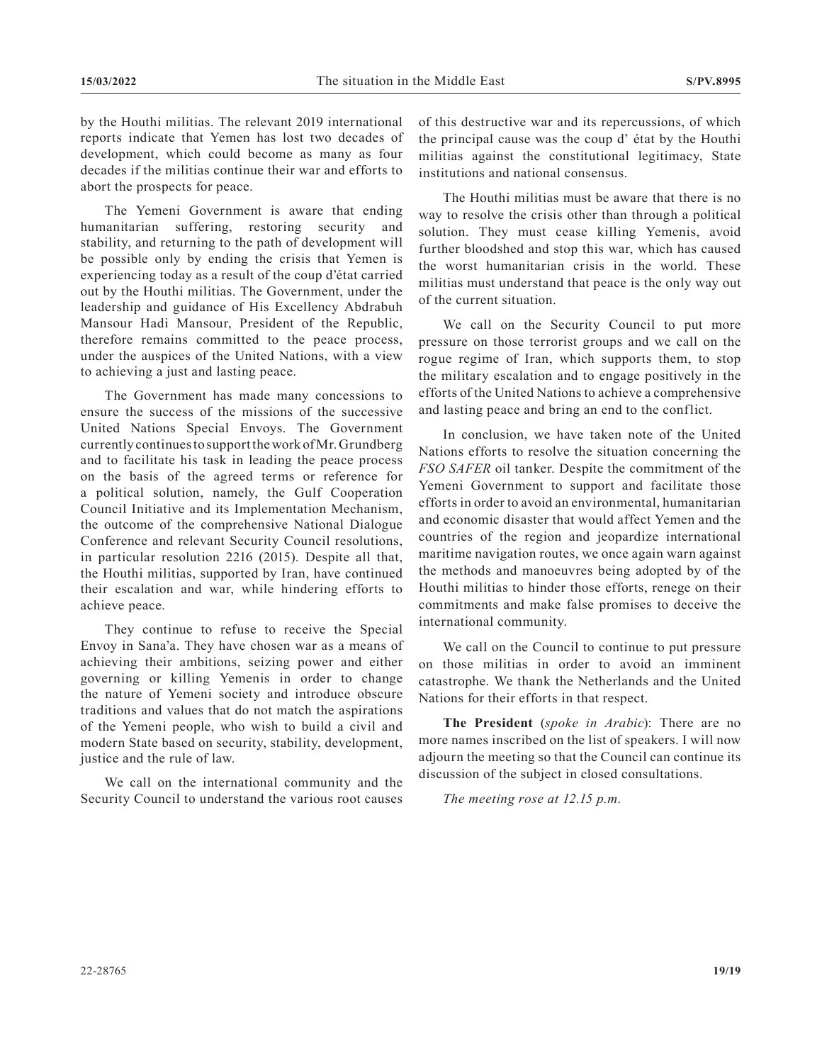by the Houthi militias. The relevant 2019 international reports indicate that Yemen has lost two decades of development, which could become as many as four decades if the militias continue their war and efforts to abort the prospects for peace.

The Yemeni Government is aware that ending humanitarian suffering, restoring security and stability, and returning to the path of development will be possible only by ending the crisis that Yemen is experiencing today as a result of the coup d'état carried out by the Houthi militias. The Government, under the leadership and guidance of His Excellency Abdrabuh Mansour Hadi Mansour, President of the Republic, therefore remains committed to the peace process, under the auspices of the United Nations, with a view to achieving a just and lasting peace.

The Government has made many concessions to ensure the success of the missions of the successive United Nations Special Envoys. The Government currently continues to support the work of Mr. Grundberg and to facilitate his task in leading the peace process on the basis of the agreed terms or reference for a political solution, namely, the Gulf Cooperation Council Initiative and its Implementation Mechanism, the outcome of the comprehensive National Dialogue Conference and relevant Security Council resolutions, in particular resolution 2216 (2015). Despite all that, the Houthi militias, supported by Iran, have continued their escalation and war, while hindering efforts to achieve peace.

They continue to refuse to receive the Special Envoy in Sana'a. They have chosen war as a means of achieving their ambitions, seizing power and either governing or killing Yemenis in order to change the nature of Yemeni society and introduce obscure traditions and values that do not match the aspirations of the Yemeni people, who wish to build a civil and modern State based on security, stability, development, justice and the rule of law.

We call on the international community and the Security Council to understand the various root causes of this destructive war and its repercussions, of which the principal cause was the coup d' état by the Houthi militias against the constitutional legitimacy, State institutions and national consensus.

The Houthi militias must be aware that there is no way to resolve the crisis other than through a political solution. They must cease killing Yemenis, avoid further bloodshed and stop this war, which has caused the worst humanitarian crisis in the world. These militias must understand that peace is the only way out of the current situation.

We call on the Security Council to put more pressure on those terrorist groups and we call on the rogue regime of Iran, which supports them, to stop the military escalation and to engage positively in the efforts of the United Nations to achieve a comprehensive and lasting peace and bring an end to the conflict.

In conclusion, we have taken note of the United Nations efforts to resolve the situation concerning the *FSO SAFER* oil tanker. Despite the commitment of the Yemeni Government to support and facilitate those efforts in order to avoid an environmental, humanitarian and economic disaster that would affect Yemen and the countries of the region and jeopardize international maritime navigation routes, we once again warn against the methods and manoeuvres being adopted by of the Houthi militias to hinder those efforts, renege on their commitments and make false promises to deceive the international community.

We call on the Council to continue to put pressure on those militias in order to avoid an imminent catastrophe. We thank the Netherlands and the United Nations for their efforts in that respect.

**The President** (*spoke in Arabic*): There are no more names inscribed on the list of speakers. I will now adjourn the meeting so that the Council can continue its discussion of the subject in closed consultations.

*The meeting rose at 12.15 p.m.*